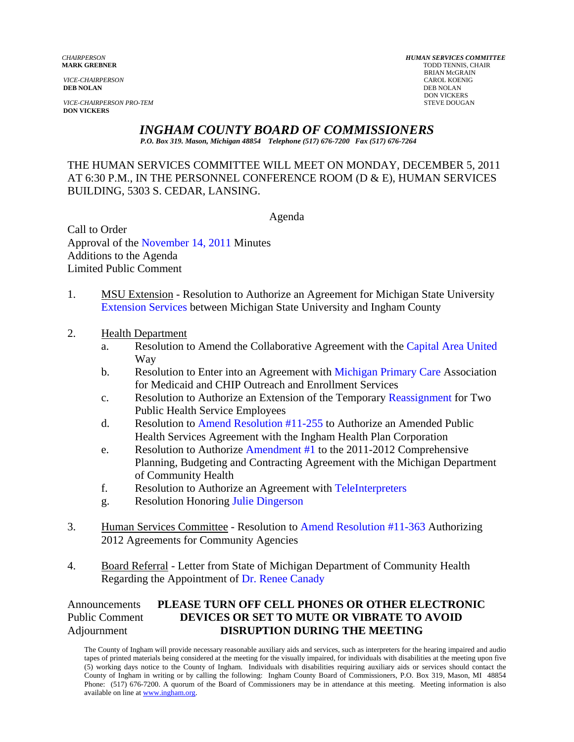*CHAIRPERSON*
**MARK GREBNER**

*VICE-CHAIRPERSON*
**DEB NOLAN**

*VICE-CHAIRPERSON PRO-TEM*
**DON VICKERS**

*HUMAN SERVICES COMMITTEE*
TODD TENNIS, CHAIR
BRIAN McGRAIN
CAROL KOENIG
DEB NOLAN
DON VICKERS
STEVE DOUGAN

# *INGHAM COUNTY BOARD OF COMMISSIONERS*

*P.O. Box 319. Mason, Michigan 48854 Telephone (517) 676-7200 Fax (517) 676-7264*

THE HUMAN SERVICES COMMITTEE WILL MEET ON MONDAY, DECEMBER 5, 2011 AT 6:30 P.M., IN THE PERSONNEL CONFERENCE ROOM (D & E), HUMAN SERVICES BUILDING, 5303 S. CEDAR, LANSING.

Agenda

Call to Order
Approval of the November 14, 2011 Minutes
Additions to the Agenda
Limited Public Comment

1. MSU Extension - Resolution to Authorize an Agreement for Michigan State University Extension Services between Michigan State University and Ingham County

2. Health Department
   a. Resolution to Amend the Collaborative Agreement with the Capital Area United Way
   b. Resolution to Enter into an Agreement with Michigan Primary Care Association for Medicaid and CHIP Outreach and Enrollment Services
   c. Resolution to Authorize an Extension of the Temporary Reassignment for Two Public Health Service Employees
   d. Resolution to Amend Resolution #11-255 to Authorize an Amended Public Health Services Agreement with the Ingham Health Plan Corporation
   e. Resolution to Authorize Amendment #1 to the 2011-2012 Comprehensive Planning, Budgeting and Contracting Agreement with the Michigan Department of Community Health
   f. Resolution to Authorize an Agreement with TeleInterpreters
   g. Resolution Honoring Julie Dingerson

3. Human Services Committee - Resolution to Amend Resolution #11-363 Authorizing 2012 Agreements for Community Agencies

4. Board Referral - Letter from State of Michigan Department of Community Health Regarding the Appointment of Dr. Renee Canady

Announcements
Public Comment
Adjournment

**PLEASE TURN OFF CELL PHONES OR OTHER ELECTRONIC DEVICES OR SET TO MUTE OR VIBRATE TO AVOID DISRUPTION DURING THE MEETING**

The County of Ingham will provide necessary reasonable auxiliary aids and services, such as interpreters for the hearing impaired and audio tapes of printed materials being considered at the meeting for the visually impaired, for individuals with disabilities at the meeting upon five (5) working days notice to the County of Ingham. Individuals with disabilities requiring auxiliary aids or services should contact the County of Ingham in writing or by calling the following: Ingham County Board of Commissioners, P.O. Box 319, Mason, MI 48854 Phone: (517) 676-7200. A quorum of the Board of Commissioners may be in attendance at this meeting. Meeting information is also available on line at www.ingham.org.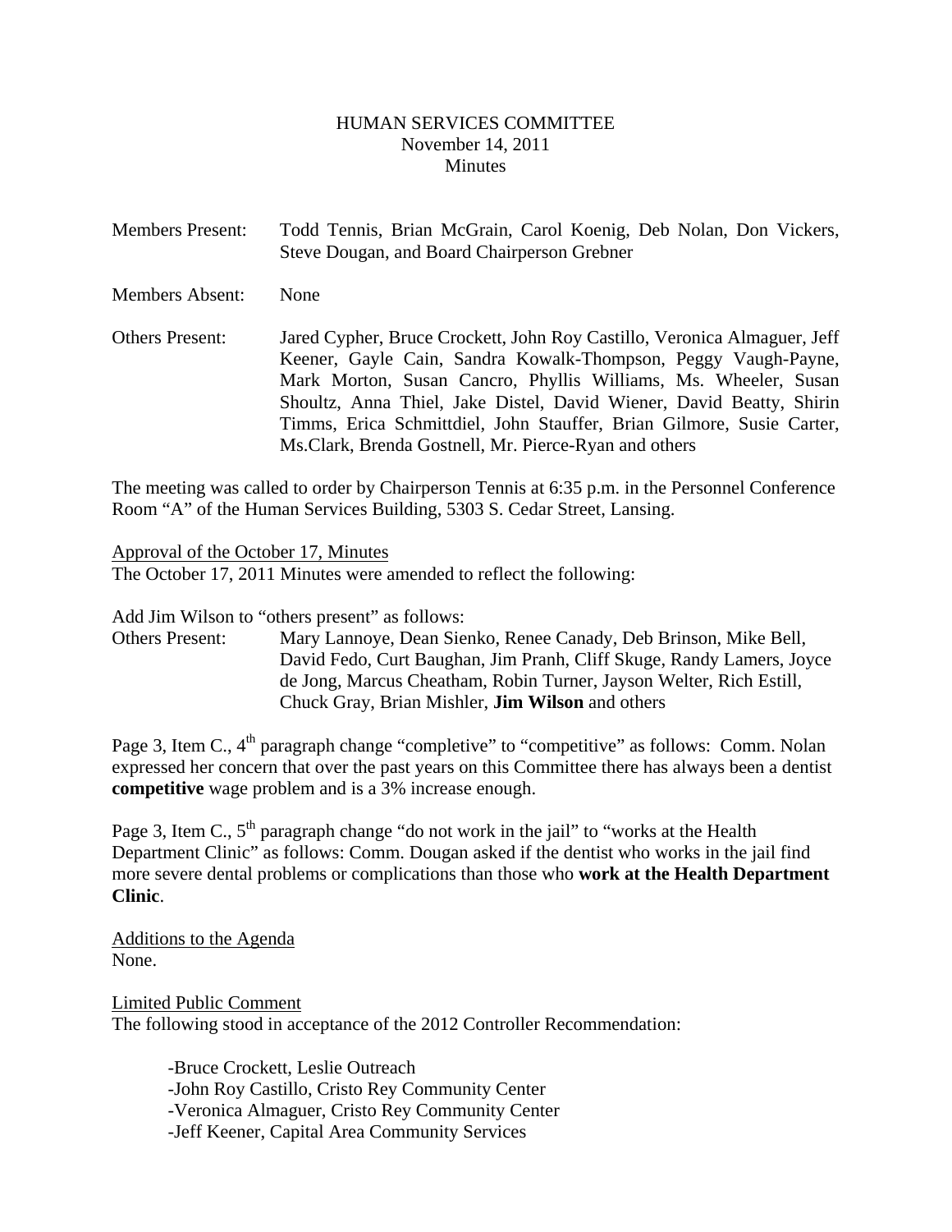# HUMAN SERVICES COMMITTEE
November 14, 2011
Minutes

Members Present: Todd Tennis, Brian McGrain, Carol Koenig, Deb Nolan, Don Vickers, Steve Dougan, and Board Chairperson Grebner

Members Absent: None

Others Present: Jared Cypher, Bruce Crockett, John Roy Castillo, Veronica Almaguer, Jeff Keener, Gayle Cain, Sandra Kowalk-Thompson, Peggy Vaugh-Payne, Mark Morton, Susan Cancro, Phyllis Williams, Ms. Wheeler, Susan Shoultz, Anna Thiel, Jake Distel, David Wiener, David Beatty, Shirin Timms, Erica Schmittdiel, John Stauffer, Brian Gilmore, Susie Carter, Ms.Clark, Brenda Gostnell, Mr. Pierce-Ryan and others

The meeting was called to order by Chairperson Tennis at 6:35 p.m. in the Personnel Conference Room "A" of the Human Services Building, 5303 S. Cedar Street, Lansing.

Approval of the October 17, Minutes
The October 17, 2011 Minutes were amended to reflect the following:

Add Jim Wilson to "others present" as follows:
Others Present: Mary Lannoye, Dean Sienko, Renee Canady, Deb Brinson, Mike Bell, David Fedo, Curt Baughan, Jim Pranh, Cliff Skuge, Randy Lamers, Joyce de Jong, Marcus Cheatham, Robin Turner, Jayson Welter, Rich Estill, Chuck Gray, Brian Mishler, **Jim Wilson** and others

Page 3, Item C., 4th paragraph change "completive" to "competitive" as follows: Comm. Nolan expressed her concern that over the past years on this Committee there has always been a dentist **competitive** wage problem and is a 3% increase enough.

Page 3, Item C., 5th paragraph change "do not work in the jail" to "works at the Health Department Clinic" as follows: Comm. Dougan asked if the dentist who works in the jail find more severe dental problems or complications than those who **work at the Health Department Clinic**.

Additions to the Agenda
None.

Limited Public Comment
The following stood in acceptance of the 2012 Controller Recommendation:

- Bruce Crockett, Leslie Outreach
- John Roy Castillo, Cristo Rey Community Center
- Veronica Almaguer, Cristo Rey Community Center
- Jeff Keener, Capital Area Community Services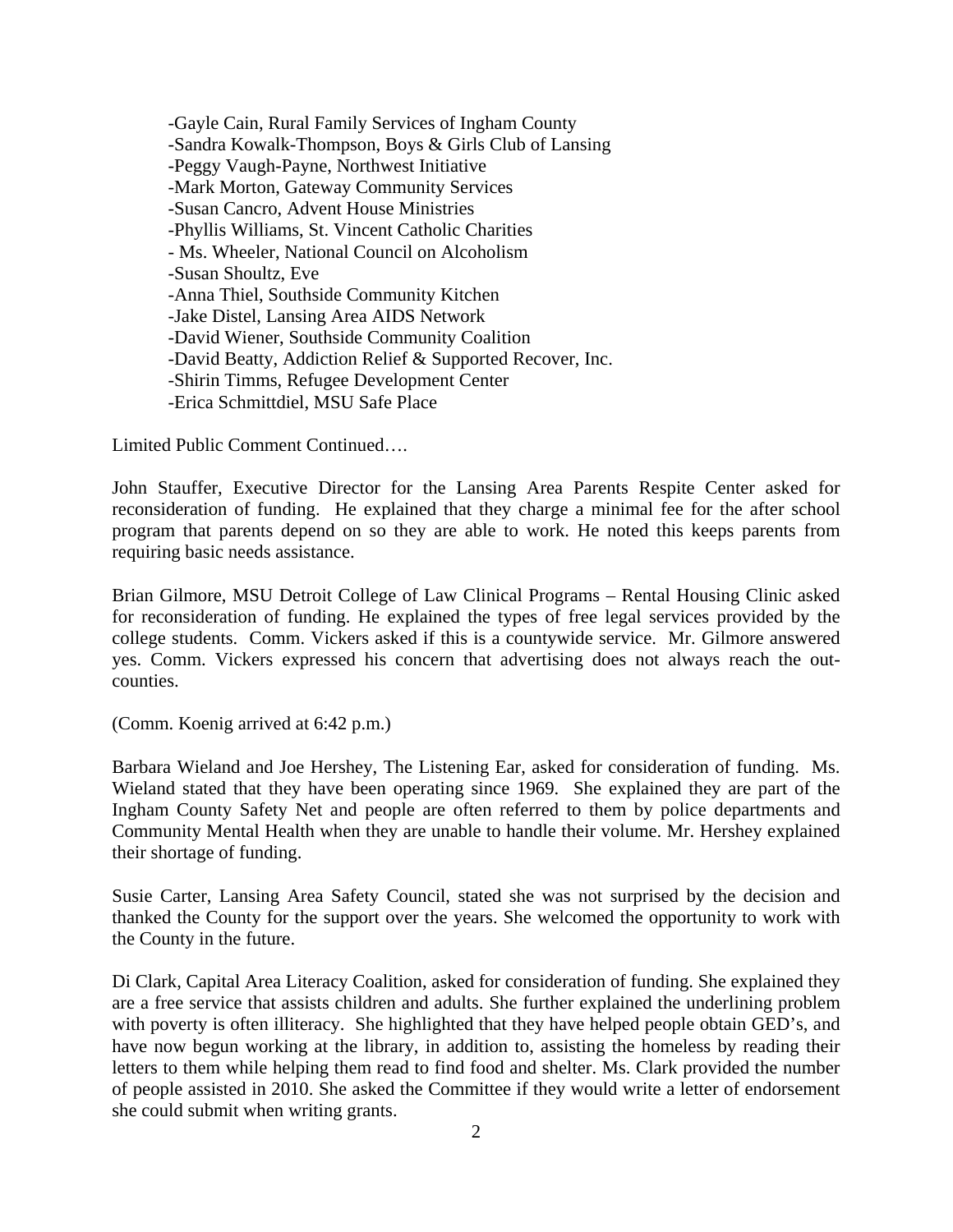- -Gayle Cain, Rural Family Services of Ingham County
- -Sandra Kowalk-Thompson, Boys & Girls Club of Lansing
- -Peggy Vaugh-Payne, Northwest Initiative
- -Mark Morton, Gateway Community Services
- -Susan Cancro, Advent House Ministries
- -Phyllis Williams, St. Vincent Catholic Charities
- - Ms. Wheeler, National Council on Alcoholism
- -Susan Shoultz, Eve
- -Anna Thiel, Southside Community Kitchen
- -Jake Distel, Lansing Area AIDS Network
- -David Wiener, Southside Community Coalition
- -David Beatty, Addiction Relief & Supported Recover, Inc.
- -Shirin Timms, Refugee Development Center
- -Erica Schmittdiel, MSU Safe Place

Limited Public Comment Continued….

John Stauffer, Executive Director for the Lansing Area Parents Respite Center asked for reconsideration of funding. He explained that they charge a minimal fee for the after school program that parents depend on so they are able to work. He noted this keeps parents from requiring basic needs assistance.

Brian Gilmore, MSU Detroit College of Law Clinical Programs – Rental Housing Clinic asked for reconsideration of funding. He explained the types of free legal services provided by the college students. Comm. Vickers asked if this is a countywide service. Mr. Gilmore answered yes. Comm. Vickers expressed his concern that advertising does not always reach the out-counties.

(Comm. Koenig arrived at 6:42 p.m.)

Barbara Wieland and Joe Hershey, The Listening Ear, asked for consideration of funding. Ms. Wieland stated that they have been operating since 1969. She explained they are part of the Ingham County Safety Net and people are often referred to them by police departments and Community Mental Health when they are unable to handle their volume. Mr. Hershey explained their shortage of funding.

Susie Carter, Lansing Area Safety Council, stated she was not surprised by the decision and thanked the County for the support over the years. She welcomed the opportunity to work with the County in the future.

Di Clark, Capital Area Literacy Coalition, asked for consideration of funding. She explained they are a free service that assists children and adults. She further explained the underlining problem with poverty is often illiteracy. She highlighted that they have helped people obtain GED's, and have now begun working at the library, in addition to, assisting the homeless by reading their letters to them while helping them read to find food and shelter. Ms. Clark provided the number of people assisted in 2010. She asked the Committee if they would write a letter of endorsement she could submit when writing grants.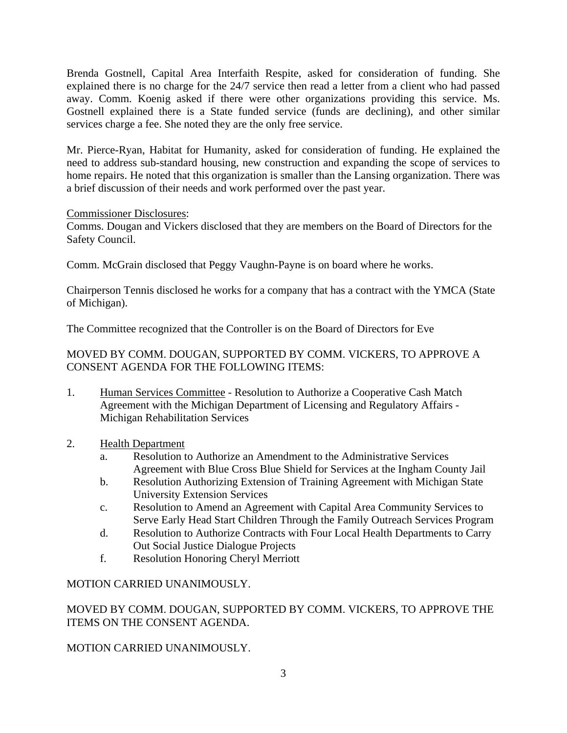Brenda Gostnell, Capital Area Interfaith Respite, asked for consideration of funding. She explained there is no charge for the 24/7 service then read a letter from a client who had passed away. Comm. Koenig asked if there were other organizations providing this service. Ms. Gostnell explained there is a State funded service (funds are declining), and other similar services charge a fee. She noted they are the only free service.

Mr. Pierce-Ryan, Habitat for Humanity, asked for consideration of funding. He explained the need to address sub-standard housing, new construction and expanding the scope of services to home repairs. He noted that this organization is smaller than the Lansing organization. There was a brief discussion of their needs and work performed over the past year.

Commissioner Disclosures:
Comms. Dougan and Vickers disclosed that they are members on the Board of Directors for the Safety Council.

Comm. McGrain disclosed that Peggy Vaughn-Payne is on board where he works.

Chairperson Tennis disclosed he works for a company that has a contract with the YMCA (State of Michigan).

The Committee recognized that the Controller is on the Board of Directors for Eve

MOVED BY COMM. DOUGAN, SUPPORTED BY COMM. VICKERS, TO APPROVE A CONSENT AGENDA FOR THE FOLLOWING ITEMS:

1. Human Services Committee - Resolution to Authorize a Cooperative Cash Match Agreement with the Michigan Department of Licensing and Regulatory Affairs - Michigan Rehabilitation Services

2. Health Department
   a. Resolution to Authorize an Amendment to the Administrative Services Agreement with Blue Cross Blue Shield for Services at the Ingham County Jail
   b. Resolution Authorizing Extension of Training Agreement with Michigan State University Extension Services
   c. Resolution to Amend an Agreement with Capital Area Community Services to Serve Early Head Start Children Through the Family Outreach Services Program
   d. Resolution to Authorize Contracts with Four Local Health Departments to Carry Out Social Justice Dialogue Projects
   f. Resolution Honoring Cheryl Merriott

MOTION CARRIED UNANIMOUSLY.

MOVED BY COMM. DOUGAN, SUPPORTED BY COMM. VICKERS, TO APPROVE THE ITEMS ON THE CONSENT AGENDA.

MOTION CARRIED UNANIMOUSLY.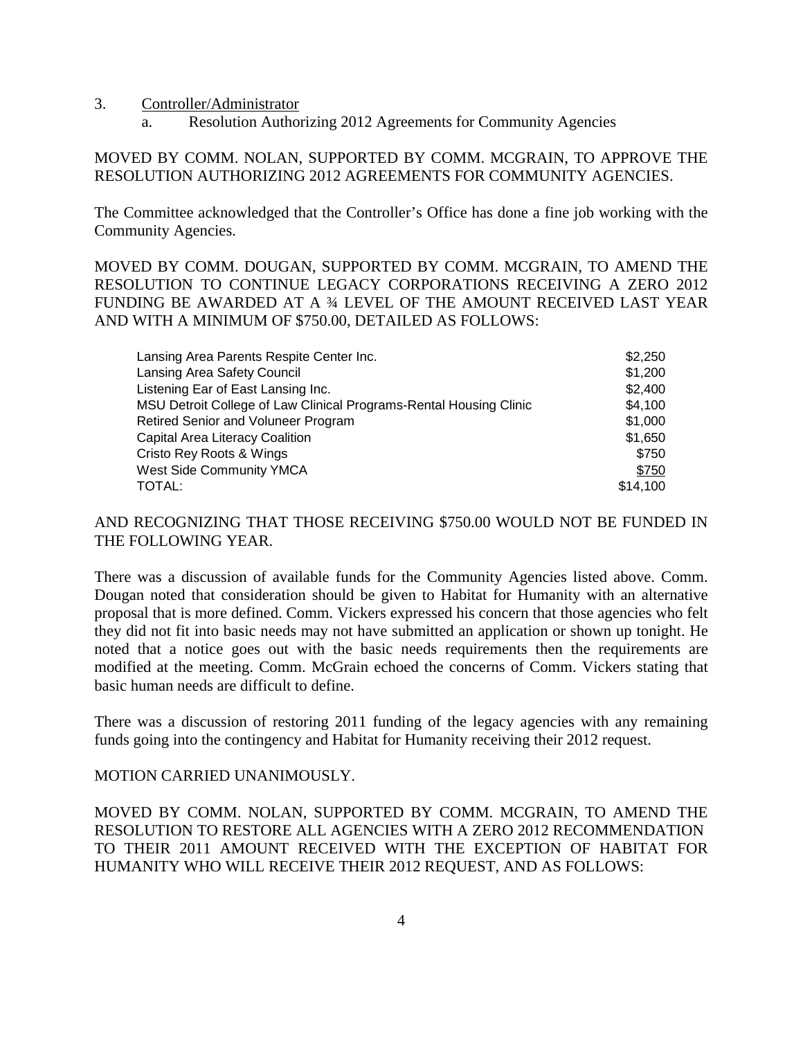3. Controller/Administrator
   a. Resolution Authorizing 2012 Agreements for Community Agencies

MOVED BY COMM. NOLAN, SUPPORTED BY COMM. MCGRAIN, TO APPROVE THE RESOLUTION AUTHORIZING 2012 AGREEMENTS FOR COMMUNITY AGENCIES.

The Committee acknowledged that the Controller's Office has done a fine job working with the Community Agencies.

MOVED BY COMM. DOUGAN, SUPPORTED BY COMM. MCGRAIN, TO AMEND THE RESOLUTION TO CONTINUE LEGACY CORPORATIONS RECEIVING A ZERO 2012 FUNDING BE AWARDED AT A ¾ LEVEL OF THE AMOUNT RECEIVED LAST YEAR AND WITH A MINIMUM OF $750.00, DETAILED AS FOLLOWS:

| | |
|---|---|
| Lansing Area Parents Respite Center Inc. | $2,250 |
| Lansing Area Safety Council | $1,200 |
| Listening Ear of East Lansing Inc. | $2,400 |
| MSU Detroit College of Law Clinical Programs-Rental Housing Clinic | $4,100 |
| Retired Senior and Voluneer Program | $1,000 |
| Capital Area Literacy Coalition | $1,650 |
| Cristo Rey Roots & Wings | $750 |
| West Side Community YMCA | $750 |
| TOTAL: | $14,100 |

AND RECOGNIZING THAT THOSE RECEIVING $750.00 WOULD NOT BE FUNDED IN THE FOLLOWING YEAR.

There was a discussion of available funds for the Community Agencies listed above. Comm. Dougan noted that consideration should be given to Habitat for Humanity with an alternative proposal that is more defined. Comm. Vickers expressed his concern that those agencies who felt they did not fit into basic needs may not have submitted an application or shown up tonight. He noted that a notice goes out with the basic needs requirements then the requirements are modified at the meeting. Comm. McGrain echoed the concerns of Comm. Vickers stating that basic human needs are difficult to define.

There was a discussion of restoring 2011 funding of the legacy agencies with any remaining funds going into the contingency and Habitat for Humanity receiving their 2012 request.

MOTION CARRIED UNANIMOUSLY.

MOVED BY COMM. NOLAN, SUPPORTED BY COMM. MCGRAIN, TO AMEND THE RESOLUTION TO RESTORE ALL AGENCIES WITH A ZERO 2012 RECOMMENDATION TO THEIR 2011 AMOUNT RECEIVED WITH THE EXCEPTION OF HABITAT FOR HUMANITY WHO WILL RECEIVE THEIR 2012 REQUEST, AND AS FOLLOWS: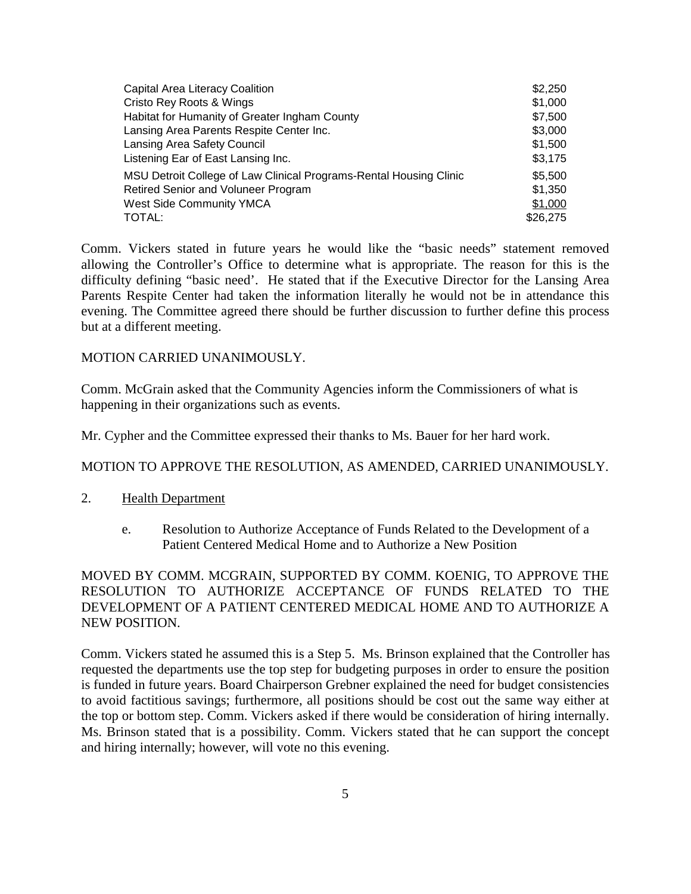| | |
|---|---|
| Capital Area Literacy Coalition | \$2,250 |
| Cristo Rey Roots & Wings | \$1,000 |
| Habitat for Humanity of Greater Ingham County | \$7,500 |
| Lansing Area Parents Respite Center Inc. | \$3,000 |
| Lansing Area Safety Council | \$1,500 |
| Listening Ear of East Lansing Inc. | \$3,175 |
| MSU Detroit College of Law Clinical Programs-Rental Housing Clinic | \$5,500 |
| Retired Senior and Voluneer Program | \$1,350 |
| West Side Community YMCA | \$1,000 |
| TOTAL: | \$26,275 |

Comm. Vickers stated in future years he would like the "basic needs" statement removed allowing the Controller's Office to determine what is appropriate. The reason for this is the difficulty defining "basic need'. He stated that if the Executive Director for the Lansing Area Parents Respite Center had taken the information literally he would not be in attendance this evening. The Committee agreed there should be further discussion to further define this process but at a different meeting.

MOTION CARRIED UNANIMOUSLY.

Comm. McGrain asked that the Community Agencies inform the Commissioners of what is happening in their organizations such as events.

Mr. Cypher and the Committee expressed their thanks to Ms. Bauer for her hard work.

MOTION TO APPROVE THE RESOLUTION, AS AMENDED, CARRIED UNANIMOUSLY.

2. Health Department

   e. Resolution to Authorize Acceptance of Funds Related to the Development of a Patient Centered Medical Home and to Authorize a New Position

MOVED BY COMM. MCGRAIN, SUPPORTED BY COMM. KOENIG, TO APPROVE THE RESOLUTION TO AUTHORIZE ACCEPTANCE OF FUNDS RELATED TO THE DEVELOPMENT OF A PATIENT CENTERED MEDICAL HOME AND TO AUTHORIZE A NEW POSITION.

Comm. Vickers stated he assumed this is a Step 5. Ms. Brinson explained that the Controller has requested the departments use the top step for budgeting purposes in order to ensure the position is funded in future years. Board Chairperson Grebner explained the need for budget consistencies to avoid factitious savings; furthermore, all positions should be cost out the same way either at the top or bottom step. Comm. Vickers asked if there would be consideration of hiring internally. Ms. Brinson stated that is a possibility. Comm. Vickers stated that he can support the concept and hiring internally; however, will vote no this evening.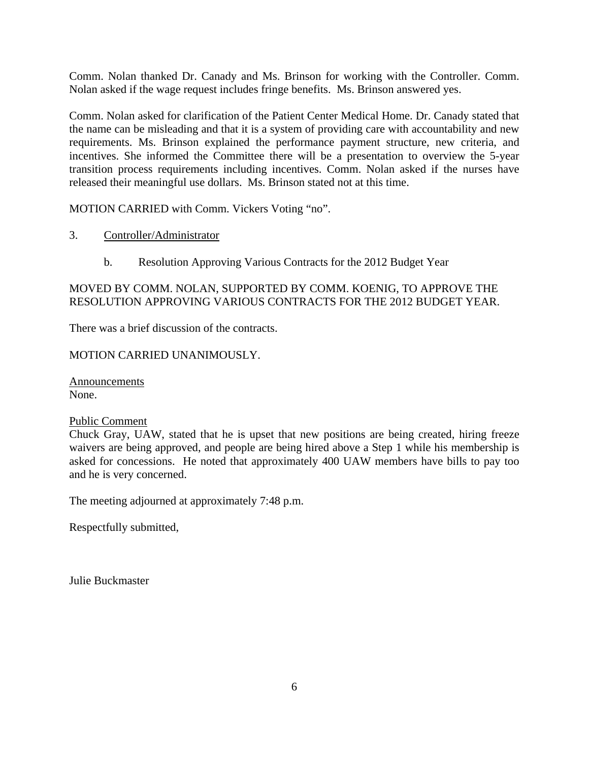Comm. Nolan thanked Dr. Canady and Ms. Brinson for working with the Controller. Comm. Nolan asked if the wage request includes fringe benefits. Ms. Brinson answered yes.

Comm. Nolan asked for clarification of the Patient Center Medical Home. Dr. Canady stated that the name can be misleading and that it is a system of providing care with accountability and new requirements. Ms. Brinson explained the performance payment structure, new criteria, and incentives. She informed the Committee there will be a presentation to overview the 5-year transition process requirements including incentives. Comm. Nolan asked if the nurses have released their meaningful use dollars. Ms. Brinson stated not at this time.

MOTION CARRIED with Comm. Vickers Voting "no".

3. Controller/Administrator

  b. Resolution Approving Various Contracts for the 2012 Budget Year

MOVED BY COMM. NOLAN, SUPPORTED BY COMM. KOENIG, TO APPROVE THE RESOLUTION APPROVING VARIOUS CONTRACTS FOR THE 2012 BUDGET YEAR.

There was a brief discussion of the contracts.

MOTION CARRIED UNANIMOUSLY.

Announcements
None.

Public Comment
Chuck Gray, UAW, stated that he is upset that new positions are being created, hiring freeze waivers are being approved, and people are being hired above a Step 1 while his membership is asked for concessions. He noted that approximately 400 UAW members have bills to pay too and he is very concerned.

The meeting adjourned at approximately 7:48 p.m.

Respectfully submitted,

Julie Buckmaster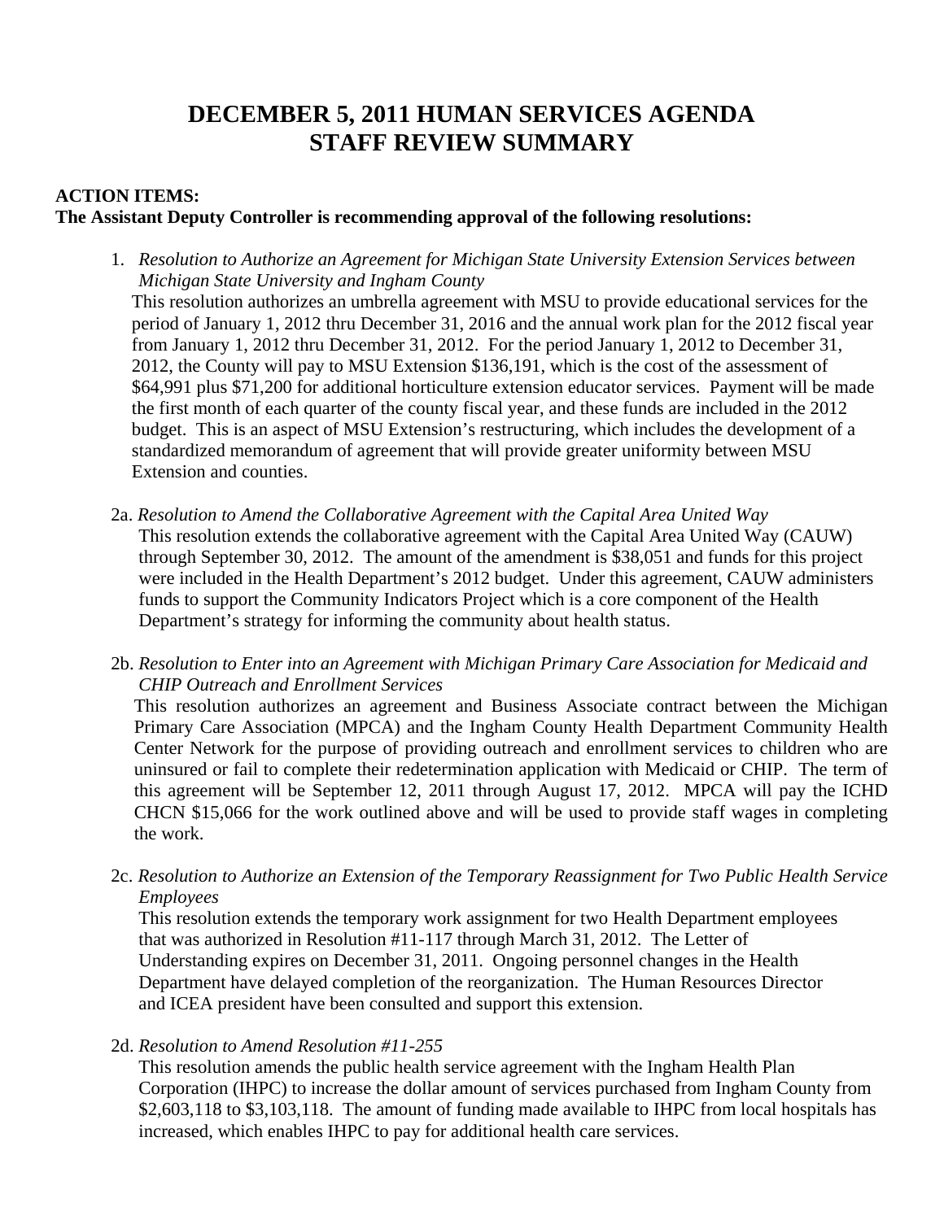# DECEMBER 5, 2011 HUMAN SERVICES AGENDA STAFF REVIEW SUMMARY

**ACTION ITEMS:**
**The Assistant Deputy Controller is recommending approval of the following resolutions:**

1. *Resolution to Authorize an Agreement for Michigan State University Extension Services between Michigan State University and Ingham County*

   This resolution authorizes an umbrella agreement with MSU to provide educational services for the period of January 1, 2012 thru December 31, 2016 and the annual work plan for the 2012 fiscal year from January 1, 2012 thru December 31, 2012. For the period January 1, 2012 to December 31, 2012, the County will pay to MSU Extension $136,191, which is the cost of the assessment of $64,991 plus $71,200 for additional horticulture extension educator services. Payment will be made the first month of each quarter of the county fiscal year, and these funds are included in the 2012 budget. This is an aspect of MSU Extension's restructuring, which includes the development of a standardized memorandum of agreement that will provide greater uniformity between MSU Extension and counties.

2a. *Resolution to Amend the Collaborative Agreement with the Capital Area United Way*

   This resolution extends the collaborative agreement with the Capital Area United Way (CAUW) through September 30, 2012. The amount of the amendment is $38,051 and funds for this project were included in the Health Department's 2012 budget. Under this agreement, CAUW administers funds to support the Community Indicators Project which is a core component of the Health Department's strategy for informing the community about health status.

2b. *Resolution to Enter into an Agreement with Michigan Primary Care Association for Medicaid and CHIP Outreach and Enrollment Services*

   This resolution authorizes an agreement and Business Associate contract between the Michigan Primary Care Association (MPCA) and the Ingham County Health Department Community Health Center Network for the purpose of providing outreach and enrollment services to children who are uninsured or fail to complete their redetermination application with Medicaid or CHIP. The term of this agreement will be September 12, 2011 through August 17, 2012. MPCA will pay the ICHD CHCN $15,066 for the work outlined above and will be used to provide staff wages in completing the work.

2c. *Resolution to Authorize an Extension of the Temporary Reassignment for Two Public Health Service Employees*

   This resolution extends the temporary work assignment for two Health Department employees that was authorized in Resolution #11-117 through March 31, 2012. The Letter of Understanding expires on December 31, 2011. Ongoing personnel changes in the Health Department have delayed completion of the reorganization. The Human Resources Director and ICEA president have been consulted and support this extension.

2d. *Resolution to Amend Resolution #11-255*

   This resolution amends the public health service agreement with the Ingham Health Plan Corporation (IHPC) to increase the dollar amount of services purchased from Ingham County from $2,603,118 to $3,103,118. The amount of funding made available to IHPC from local hospitals has increased, which enables IHPC to pay for additional health care services.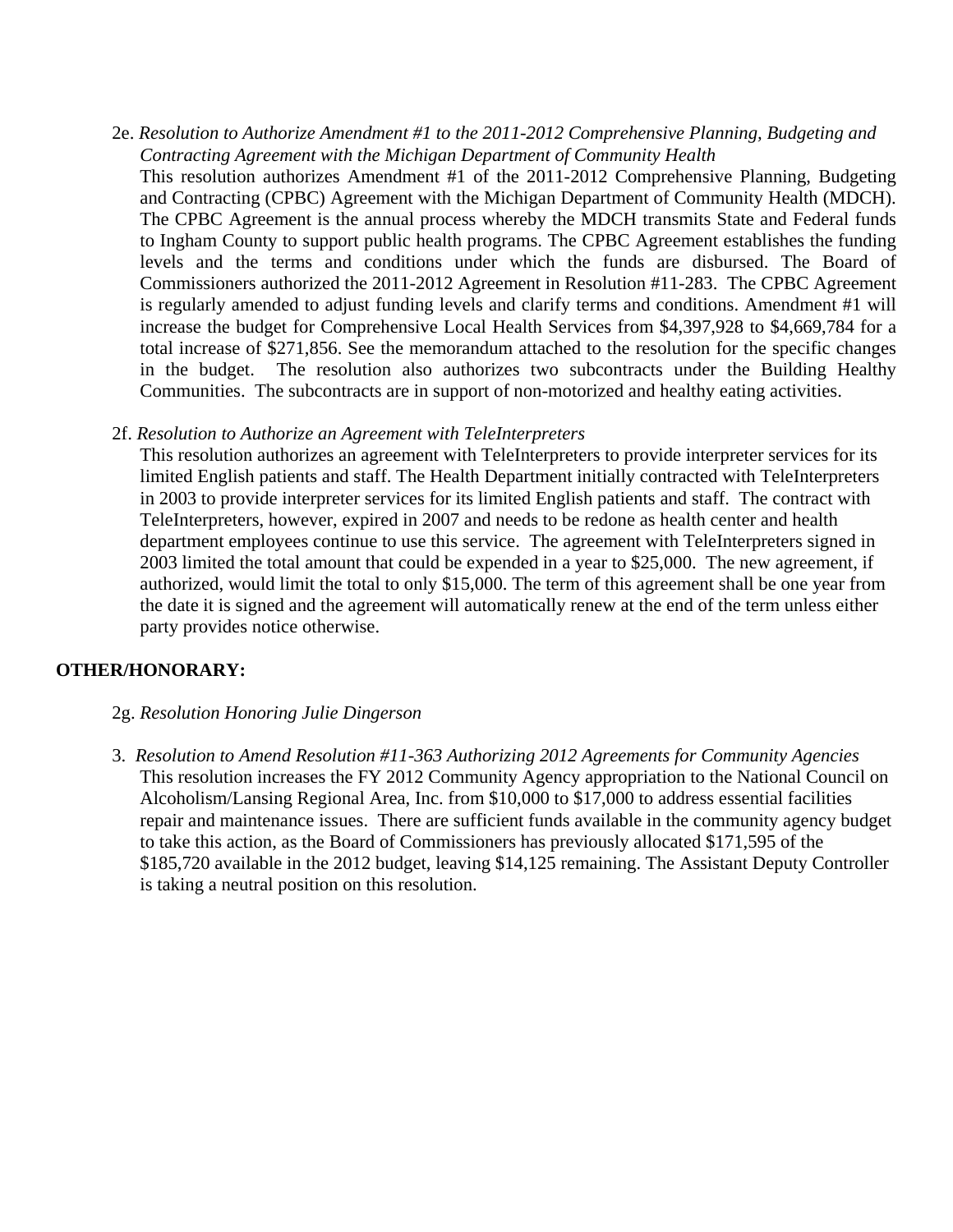2e. *Resolution to Authorize Amendment #1 to the 2011-2012 Comprehensive Planning, Budgeting and Contracting Agreement with the Michigan Department of Community Health*

This resolution authorizes Amendment #1 of the 2011-2012 Comprehensive Planning, Budgeting and Contracting (CPBC) Agreement with the Michigan Department of Community Health (MDCH). The CPBC Agreement is the annual process whereby the MDCH transmits State and Federal funds to Ingham County to support public health programs. The CPBC Agreement establishes the funding levels and the terms and conditions under which the funds are disbursed. The Board of Commissioners authorized the 2011-2012 Agreement in Resolution #11-283. The CPBC Agreement is regularly amended to adjust funding levels and clarify terms and conditions. Amendment #1 will increase the budget for Comprehensive Local Health Services from $4,397,928 to $4,669,784 for a total increase of $271,856. See the memorandum attached to the resolution for the specific changes in the budget. The resolution also authorizes two subcontracts under the Building Healthy Communities. The subcontracts are in support of non-motorized and healthy eating activities.

2f. *Resolution to Authorize an Agreement with TeleInterpreters*

This resolution authorizes an agreement with TeleInterpreters to provide interpreter services for its limited English patients and staff. The Health Department initially contracted with TeleInterpreters in 2003 to provide interpreter services for its limited English patients and staff. The contract with TeleInterpreters, however, expired in 2007 and needs to be redone as health center and health department employees continue to use this service. The agreement with TeleInterpreters signed in 2003 limited the total amount that could be expended in a year to $25,000. The new agreement, if authorized, would limit the total to only $15,000. The term of this agreement shall be one year from the date it is signed and the agreement will automatically renew at the end of the term unless either party provides notice otherwise.

**OTHER/HONORARY:**

2g. *Resolution Honoring Julie Dingerson*

3. *Resolution to Amend Resolution #11-363 Authorizing 2012 Agreements for Community Agencies*

This resolution increases the FY 2012 Community Agency appropriation to the National Council on Alcoholism/Lansing Regional Area, Inc. from $10,000 to $17,000 to address essential facilities repair and maintenance issues. There are sufficient funds available in the community agency budget to take this action, as the Board of Commissioners has previously allocated $171,595 of the $185,720 available in the 2012 budget, leaving $14,125 remaining. The Assistant Deputy Controller is taking a neutral position on this resolution.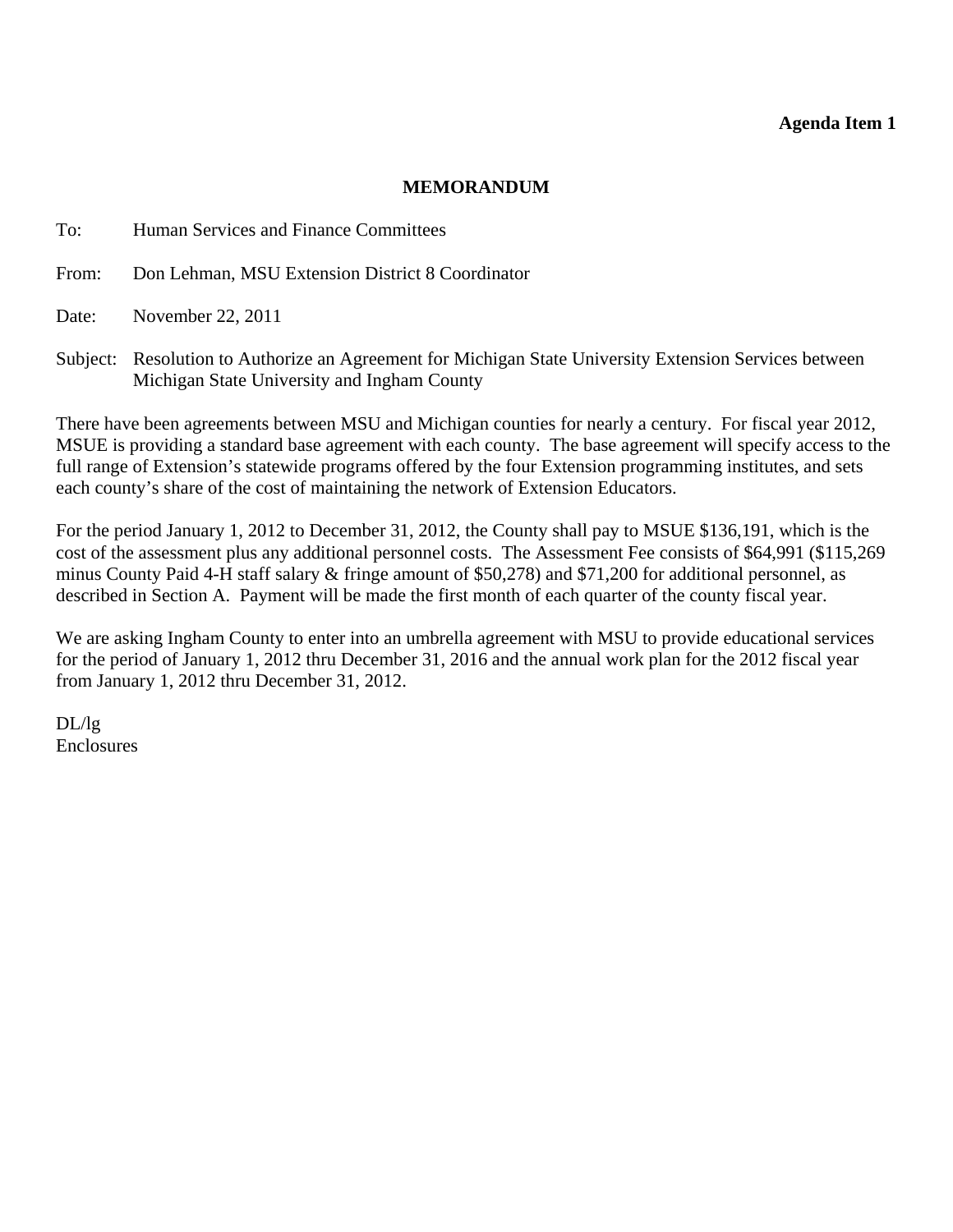**Agenda Item 1**

**MEMORANDUM**

To: Human Services and Finance Committees

From: Don Lehman, MSU Extension District 8 Coordinator

Date: November 22, 2011

Subject: Resolution to Authorize an Agreement for Michigan State University Extension Services between Michigan State University and Ingham County

There have been agreements between MSU and Michigan counties for nearly a century. For fiscal year 2012, MSUE is providing a standard base agreement with each county. The base agreement will specify access to the full range of Extension's statewide programs offered by the four Extension programming institutes, and sets each county's share of the cost of maintaining the network of Extension Educators.

For the period January 1, 2012 to December 31, 2012, the County shall pay to MSUE $136,191, which is the cost of the assessment plus any additional personnel costs. The Assessment Fee consists of $64,991 ($115,269 minus County Paid 4-H staff salary & fringe amount of $50,278) and $71,200 for additional personnel, as described in Section A. Payment will be made the first month of each quarter of the county fiscal year.

We are asking Ingham County to enter into an umbrella agreement with MSU to provide educational services for the period of January 1, 2012 thru December 31, 2016 and the annual work plan for the 2012 fiscal year from January 1, 2012 thru December 31, 2012.

DL/lg
Enclosures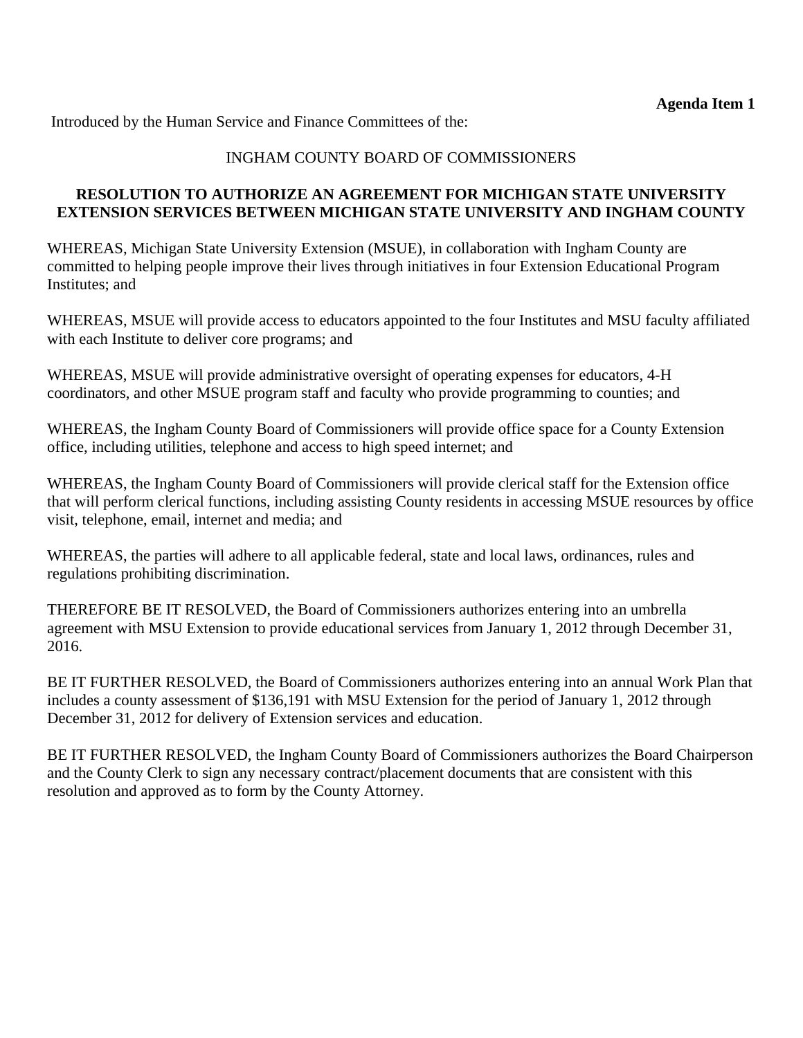**Agenda Item 1**

Introduced by the Human Service and Finance Committees of the:

INGHAM COUNTY BOARD OF COMMISSIONERS

**RESOLUTION TO AUTHORIZE AN AGREEMENT FOR MICHIGAN STATE UNIVERSITY EXTENSION SERVICES BETWEEN MICHIGAN STATE UNIVERSITY AND INGHAM COUNTY**

WHEREAS, Michigan State University Extension (MSUE), in collaboration with Ingham County are committed to helping people improve their lives through initiatives in four Extension Educational Program Institutes; and

WHEREAS, MSUE will provide access to educators appointed to the four Institutes and MSU faculty affiliated with each Institute to deliver core programs; and

WHEREAS, MSUE will provide administrative oversight of operating expenses for educators, 4-H coordinators, and other MSUE program staff and faculty who provide programming to counties; and

WHEREAS, the Ingham County Board of Commissioners will provide office space for a County Extension office, including utilities, telephone and access to high speed internet; and

WHEREAS, the Ingham County Board of Commissioners will provide clerical staff for the Extension office that will perform clerical functions, including assisting County residents in accessing MSUE resources by office visit, telephone, email, internet and media; and

WHEREAS, the parties will adhere to all applicable federal, state and local laws, ordinances, rules and regulations prohibiting discrimination.

THEREFORE BE IT RESOLVED, the Board of Commissioners authorizes entering into an umbrella agreement with MSU Extension to provide educational services from January 1, 2012 through December 31, 2016.

BE IT FURTHER RESOLVED, the Board of Commissioners authorizes entering into an annual Work Plan that includes a county assessment of $136,191 with MSU Extension for the period of January 1, 2012 through December 31, 2012 for delivery of Extension services and education.

BE IT FURTHER RESOLVED, the Ingham County Board of Commissioners authorizes the Board Chairperson and the County Clerk to sign any necessary contract/placement documents that are consistent with this resolution and approved as to form by the County Attorney.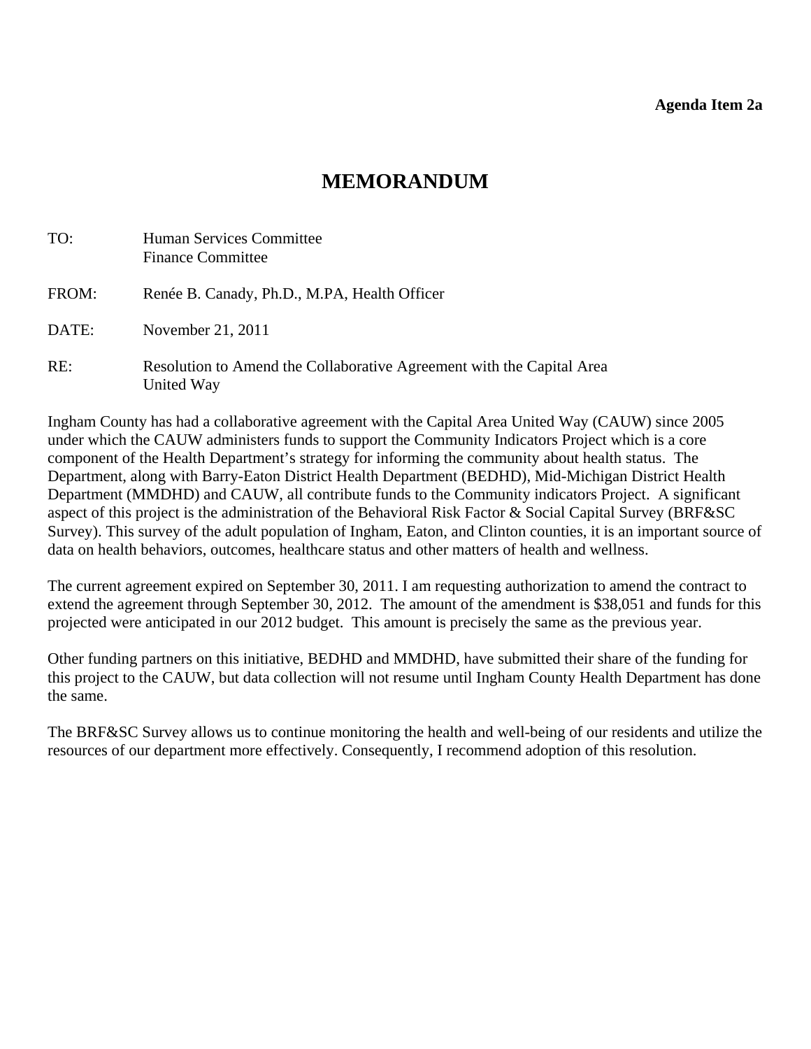**Agenda Item 2a**

# MEMORANDUM

TO: Human Services Committee
Finance Committee

FROM: Renée B. Canady, Ph.D., M.PA, Health Officer

DATE: November 21, 2011

RE: Resolution to Amend the Collaborative Agreement with the Capital Area United Way

Ingham County has had a collaborative agreement with the Capital Area United Way (CAUW) since 2005 under which the CAUW administers funds to support the Community Indicators Project which is a core component of the Health Department's strategy for informing the community about health status. The Department, along with Barry-Eaton District Health Department (BEDHD), Mid-Michigan District Health Department (MMDHD) and CAUW, all contribute funds to the Community indicators Project. A significant aspect of this project is the administration of the Behavioral Risk Factor & Social Capital Survey (BRF&SC Survey). This survey of the adult population of Ingham, Eaton, and Clinton counties, it is an important source of data on health behaviors, outcomes, healthcare status and other matters of health and wellness.

The current agreement expired on September 30, 2011. I am requesting authorization to amend the contract to extend the agreement through September 30, 2012. The amount of the amendment is $38,051 and funds for this projected were anticipated in our 2012 budget. This amount is precisely the same as the previous year.

Other funding partners on this initiative, BEDHD and MMDHD, have submitted their share of the funding for this project to the CAUW, but data collection will not resume until Ingham County Health Department has done the same.

The BRF&SC Survey allows us to continue monitoring the health and well-being of our residents and utilize the resources of our department more effectively. Consequently, I recommend adoption of this resolution.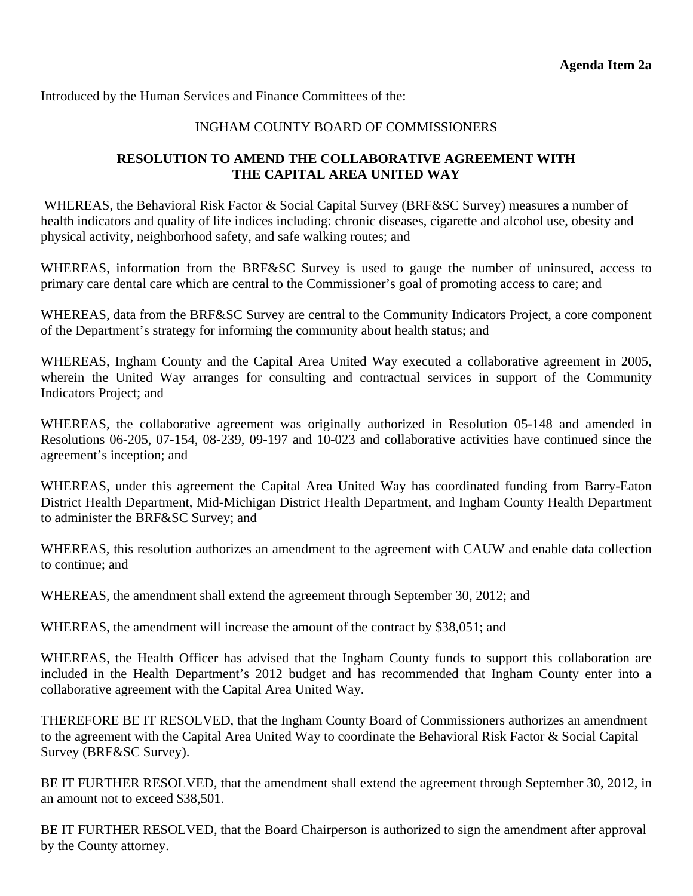**Agenda Item 2a**

Introduced by the Human Services and Finance Committees of the:

INGHAM COUNTY BOARD OF COMMISSIONERS

**RESOLUTION TO AMEND THE COLLABORATIVE AGREEMENT WITH THE CAPITAL AREA UNITED WAY**

WHEREAS, the Behavioral Risk Factor & Social Capital Survey (BRF&SC Survey) measures a number of health indicators and quality of life indices including: chronic diseases, cigarette and alcohol use, obesity and physical activity, neighborhood safety, and safe walking routes; and

WHEREAS, information from the BRF&SC Survey is used to gauge the number of uninsured, access to primary care dental care which are central to the Commissioner's goal of promoting access to care; and

WHEREAS, data from the BRF&SC Survey are central to the Community Indicators Project, a core component of the Department's strategy for informing the community about health status; and

WHEREAS, Ingham County and the Capital Area United Way executed a collaborative agreement in 2005, wherein the United Way arranges for consulting and contractual services in support of the Community Indicators Project; and

WHEREAS, the collaborative agreement was originally authorized in Resolution 05-148 and amended in Resolutions 06-205, 07-154, 08-239, 09-197 and 10-023 and collaborative activities have continued since the agreement's inception; and

WHEREAS, under this agreement the Capital Area United Way has coordinated funding from Barry-Eaton District Health Department, Mid-Michigan District Health Department, and Ingham County Health Department to administer the BRF&SC Survey; and

WHEREAS, this resolution authorizes an amendment to the agreement with CAUW and enable data collection to continue; and

WHEREAS, the amendment shall extend the agreement through September 30, 2012; and

WHEREAS, the amendment will increase the amount of the contract by $38,051; and

WHEREAS, the Health Officer has advised that the Ingham County funds to support this collaboration are included in the Health Department's 2012 budget and has recommended that Ingham County enter into a collaborative agreement with the Capital Area United Way.

THEREFORE BE IT RESOLVED, that the Ingham County Board of Commissioners authorizes an amendment to the agreement with the Capital Area United Way to coordinate the Behavioral Risk Factor & Social Capital Survey (BRF&SC Survey).

BE IT FURTHER RESOLVED, that the amendment shall extend the agreement through September 30, 2012, in an amount not to exceed $38,501.

BE IT FURTHER RESOLVED, that the Board Chairperson is authorized to sign the amendment after approval by the County attorney.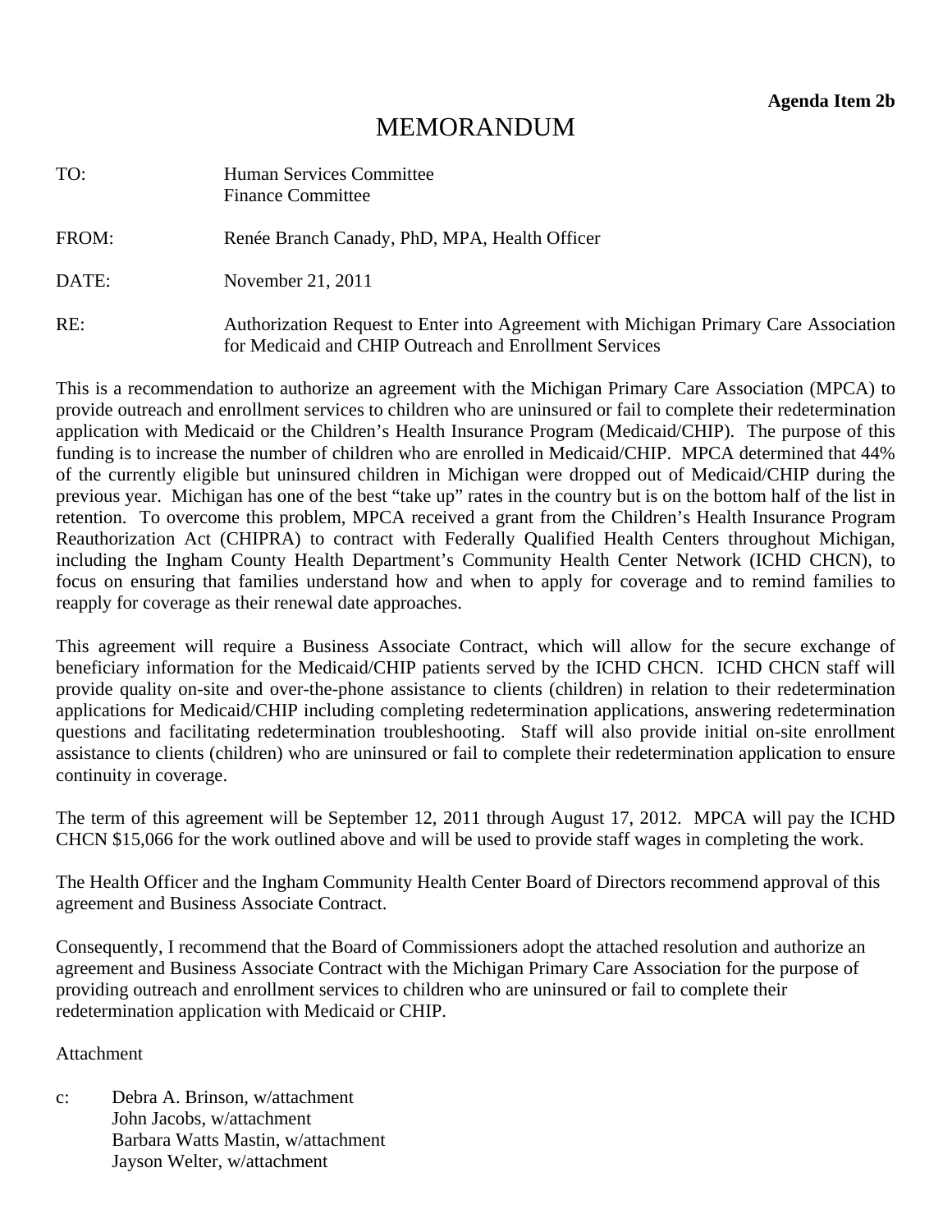**Agenda Item 2b**

# MEMORANDUM

TO: Human Services Committee
Finance Committee

FROM: Renée Branch Canady, PhD, MPA, Health Officer

DATE: November 21, 2011

RE: Authorization Request to Enter into Agreement with Michigan Primary Care Association for Medicaid and CHIP Outreach and Enrollment Services

This is a recommendation to authorize an agreement with the Michigan Primary Care Association (MPCA) to provide outreach and enrollment services to children who are uninsured or fail to complete their redetermination application with Medicaid or the Children's Health Insurance Program (Medicaid/CHIP). The purpose of this funding is to increase the number of children who are enrolled in Medicaid/CHIP. MPCA determined that 44% of the currently eligible but uninsured children in Michigan were dropped out of Medicaid/CHIP during the previous year. Michigan has one of the best "take up" rates in the country but is on the bottom half of the list in retention. To overcome this problem, MPCA received a grant from the Children's Health Insurance Program Reauthorization Act (CHIPRA) to contract with Federally Qualified Health Centers throughout Michigan, including the Ingham County Health Department's Community Health Center Network (ICHD CHCN), to focus on ensuring that families understand how and when to apply for coverage and to remind families to reapply for coverage as their renewal date approaches.

This agreement will require a Business Associate Contract, which will allow for the secure exchange of beneficiary information for the Medicaid/CHIP patients served by the ICHD CHCN. ICHD CHCN staff will provide quality on-site and over-the-phone assistance to clients (children) in relation to their redetermination applications for Medicaid/CHIP including completing redetermination applications, answering redetermination questions and facilitating redetermination troubleshooting. Staff will also provide initial on-site enrollment assistance to clients (children) who are uninsured or fail to complete their redetermination application to ensure continuity in coverage.

The term of this agreement will be September 12, 2011 through August 17, 2012. MPCA will pay the ICHD CHCN $15,066 for the work outlined above and will be used to provide staff wages in completing the work.

The Health Officer and the Ingham Community Health Center Board of Directors recommend approval of this agreement and Business Associate Contract.

Consequently, I recommend that the Board of Commissioners adopt the attached resolution and authorize an agreement and Business Associate Contract with the Michigan Primary Care Association for the purpose of providing outreach and enrollment services to children who are uninsured or fail to complete their redetermination application with Medicaid or CHIP.

Attachment

c: Debra A. Brinson, w/attachment
John Jacobs, w/attachment
Barbara Watts Mastin, w/attachment
Jayson Welter, w/attachment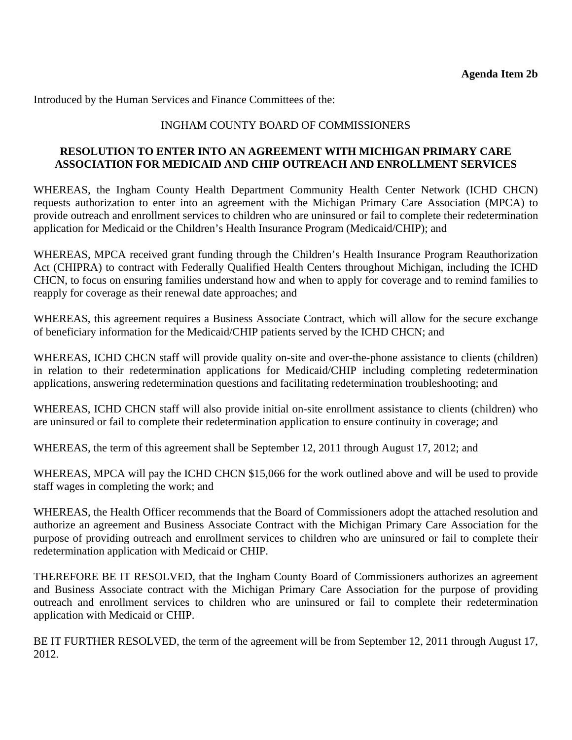**Agenda Item 2b**

Introduced by the Human Services and Finance Committees of the:

INGHAM COUNTY BOARD OF COMMISSIONERS

**RESOLUTION TO ENTER INTO AN AGREEMENT WITH MICHIGAN PRIMARY CARE ASSOCIATION FOR MEDICAID AND CHIP OUTREACH AND ENROLLMENT SERVICES**

WHEREAS, the Ingham County Health Department Community Health Center Network (ICHD CHCN) requests authorization to enter into an agreement with the Michigan Primary Care Association (MPCA) to provide outreach and enrollment services to children who are uninsured or fail to complete their redetermination application for Medicaid or the Children's Health Insurance Program (Medicaid/CHIP); and

WHEREAS, MPCA received grant funding through the Children's Health Insurance Program Reauthorization Act (CHIPRA) to contract with Federally Qualified Health Centers throughout Michigan, including the ICHD CHCN, to focus on ensuring families understand how and when to apply for coverage and to remind families to reapply for coverage as their renewal date approaches; and

WHEREAS, this agreement requires a Business Associate Contract, which will allow for the secure exchange of beneficiary information for the Medicaid/CHIP patients served by the ICHD CHCN; and

WHEREAS, ICHD CHCN staff will provide quality on-site and over-the-phone assistance to clients (children) in relation to their redetermination applications for Medicaid/CHIP including completing redetermination applications, answering redetermination questions and facilitating redetermination troubleshooting; and

WHEREAS, ICHD CHCN staff will also provide initial on-site enrollment assistance to clients (children) who are uninsured or fail to complete their redetermination application to ensure continuity in coverage; and

WHEREAS, the term of this agreement shall be September 12, 2011 through August 17, 2012; and

WHEREAS, MPCA will pay the ICHD CHCN $15,066 for the work outlined above and will be used to provide staff wages in completing the work; and

WHEREAS, the Health Officer recommends that the Board of Commissioners adopt the attached resolution and authorize an agreement and Business Associate Contract with the Michigan Primary Care Association for the purpose of providing outreach and enrollment services to children who are uninsured or fail to complete their redetermination application with Medicaid or CHIP.

THEREFORE BE IT RESOLVED, that the Ingham County Board of Commissioners authorizes an agreement and Business Associate contract with the Michigan Primary Care Association for the purpose of providing outreach and enrollment services to children who are uninsured or fail to complete their redetermination application with Medicaid or CHIP.

BE IT FURTHER RESOLVED, the term of the agreement will be from September 12, 2011 through August 17, 2012.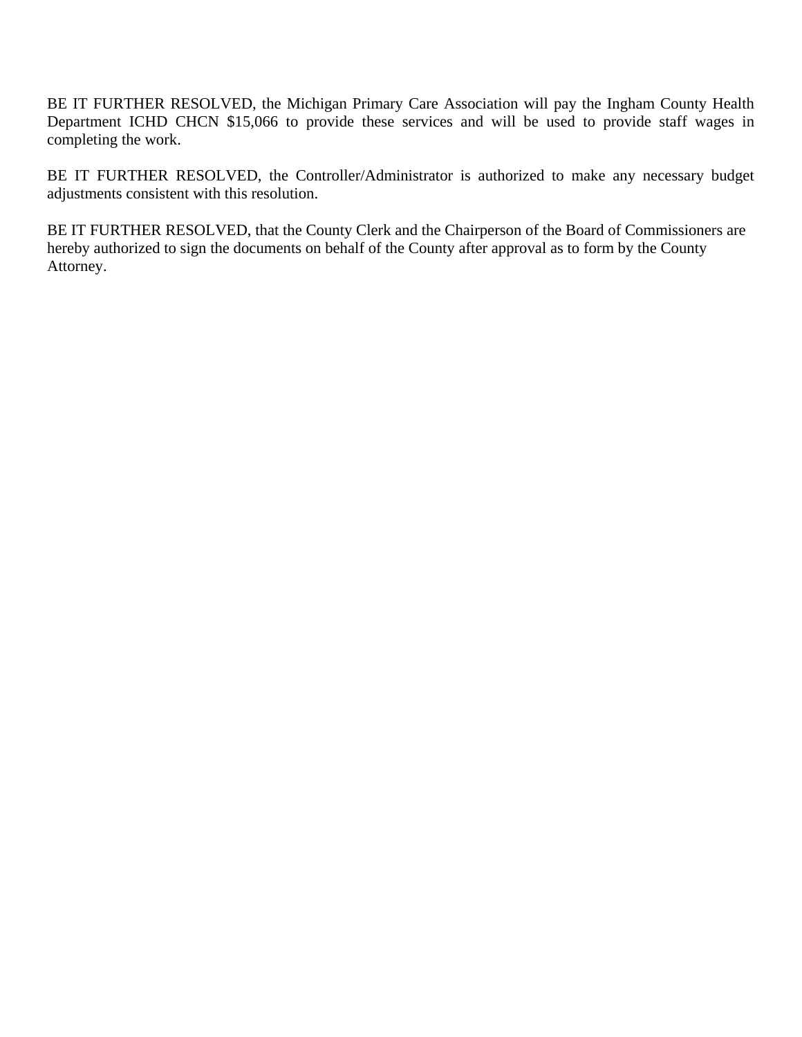BE IT FURTHER RESOLVED, the Michigan Primary Care Association will pay the Ingham County Health Department ICHD CHCN $15,066 to provide these services and will be used to provide staff wages in completing the work.

BE IT FURTHER RESOLVED, the Controller/Administrator is authorized to make any necessary budget adjustments consistent with this resolution.

BE IT FURTHER RESOLVED, that the County Clerk and the Chairperson of the Board of Commissioners are hereby authorized to sign the documents on behalf of the County after approval as to form by the County Attorney.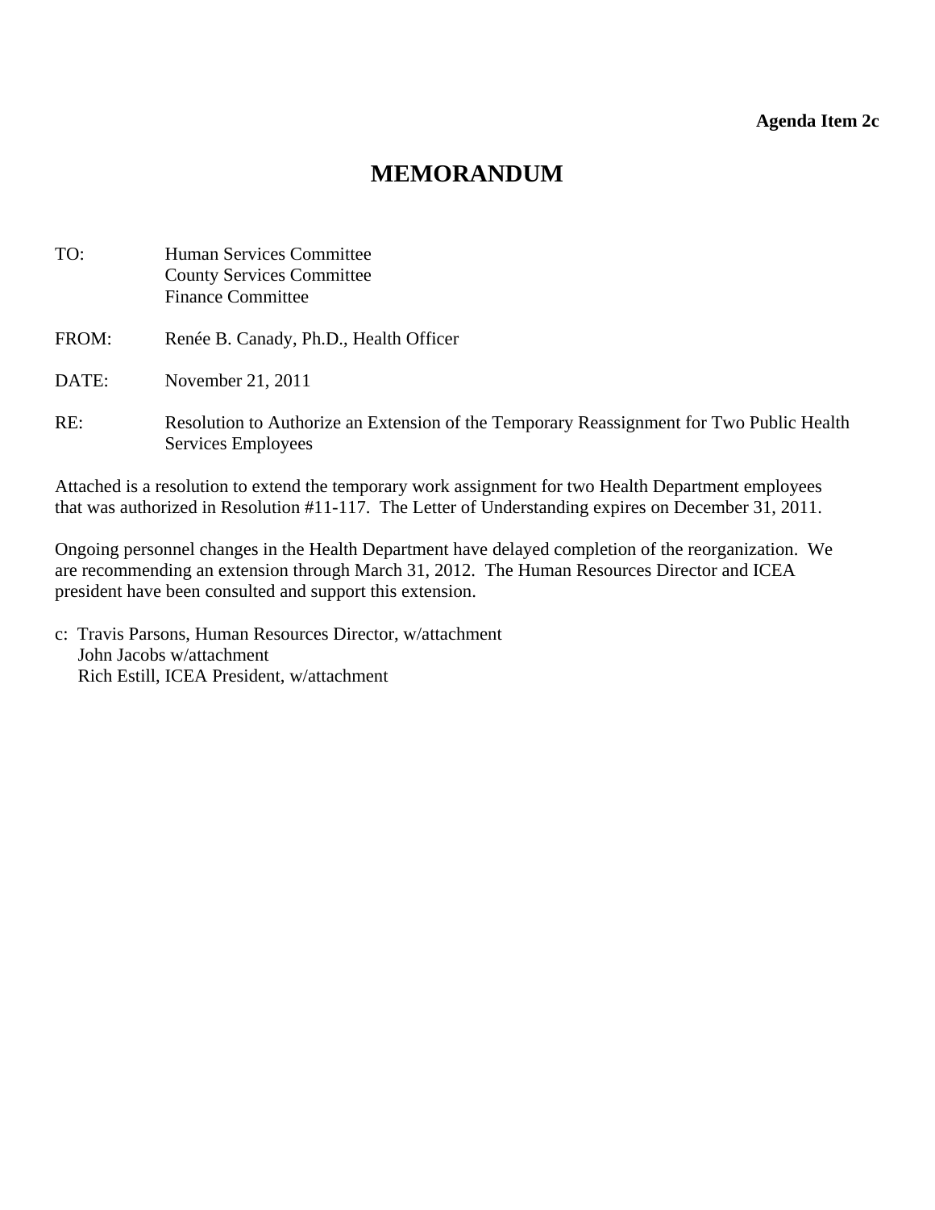**Agenda Item 2c**

# MEMORANDUM

TO: Human Services Committee
County Services Committee
Finance Committee

FROM: Renée B. Canady, Ph.D., Health Officer

DATE: November 21, 2011

RE: Resolution to Authorize an Extension of the Temporary Reassignment for Two Public Health Services Employees

Attached is a resolution to extend the temporary work assignment for two Health Department employees that was authorized in Resolution #11-117. The Letter of Understanding expires on December 31, 2011.

Ongoing personnel changes in the Health Department have delayed completion of the reorganization. We are recommending an extension through March 31, 2012. The Human Resources Director and ICEA president have been consulted and support this extension.

c: Travis Parsons, Human Resources Director, w/attachment
John Jacobs w/attachment
Rich Estill, ICEA President, w/attachment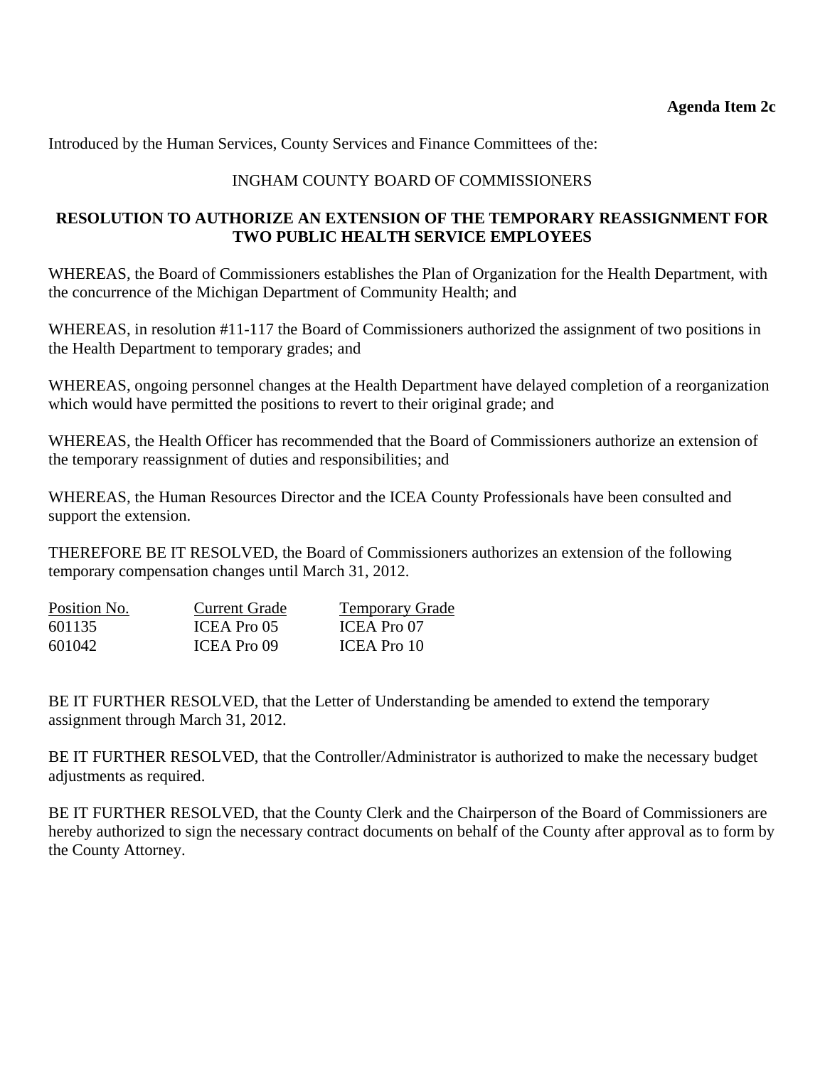**Agenda Item 2c**

Introduced by the Human Services, County Services and Finance Committees of the:

INGHAM COUNTY BOARD OF COMMISSIONERS

**RESOLUTION TO AUTHORIZE AN EXTENSION OF THE TEMPORARY REASSIGNMENT FOR TWO PUBLIC HEALTH SERVICE EMPLOYEES**

WHEREAS, the Board of Commissioners establishes the Plan of Organization for the Health Department, with the concurrence of the Michigan Department of Community Health; and

WHEREAS, in resolution #11-117 the Board of Commissioners authorized the assignment of two positions in the Health Department to temporary grades; and

WHEREAS, ongoing personnel changes at the Health Department have delayed completion of a reorganization which would have permitted the positions to revert to their original grade; and

WHEREAS, the Health Officer has recommended that the Board of Commissioners authorize an extension of the temporary reassignment of duties and responsibilities; and

WHEREAS, the Human Resources Director and the ICEA County Professionals have been consulted and support the extension.

THEREFORE BE IT RESOLVED, the Board of Commissioners authorizes an extension of the following temporary compensation changes until March 31, 2012.

| Position No. | Current Grade | Temporary Grade |
|---|---|---|
| 601135 | ICEA Pro 05 | ICEA Pro 07 |
| 601042 | ICEA Pro 09 | ICEA Pro 10 |

BE IT FURTHER RESOLVED, that the Letter of Understanding be amended to extend the temporary assignment through March 31, 2012.

BE IT FURTHER RESOLVED, that the Controller/Administrator is authorized to make the necessary budget adjustments as required.

BE IT FURTHER RESOLVED, that the County Clerk and the Chairperson of the Board of Commissioners are hereby authorized to sign the necessary contract documents on behalf of the County after approval as to form by the County Attorney.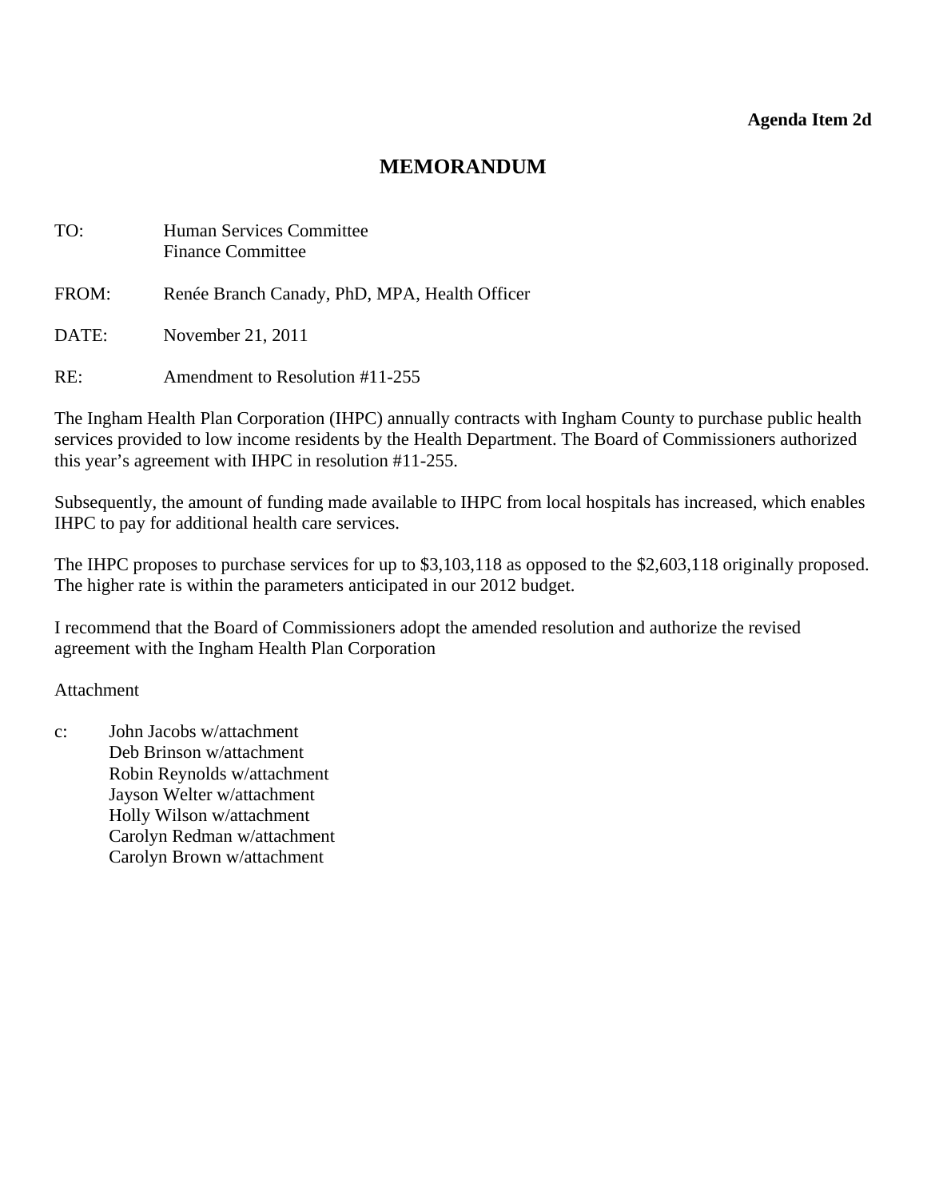**Agenda Item 2d**

# MEMORANDUM

TO: Human Services Committee
Finance Committee

FROM: Renée Branch Canady, PhD, MPA, Health Officer

DATE: November 21, 2011

RE: Amendment to Resolution #11-255

The Ingham Health Plan Corporation (IHPC) annually contracts with Ingham County to purchase public health services provided to low income residents by the Health Department. The Board of Commissioners authorized this year's agreement with IHPC in resolution #11-255.

Subsequently, the amount of funding made available to IHPC from local hospitals has increased, which enables IHPC to pay for additional health care services.

The IHPC proposes to purchase services for up to $3,103,118 as opposed to the $2,603,118 originally proposed. The higher rate is within the parameters anticipated in our 2012 budget.

I recommend that the Board of Commissioners adopt the amended resolution and authorize the revised agreement with the Ingham Health Plan Corporation

Attachment

c: John Jacobs w/attachment
Deb Brinson w/attachment
Robin Reynolds w/attachment
Jayson Welter w/attachment
Holly Wilson w/attachment
Carolyn Redman w/attachment
Carolyn Brown w/attachment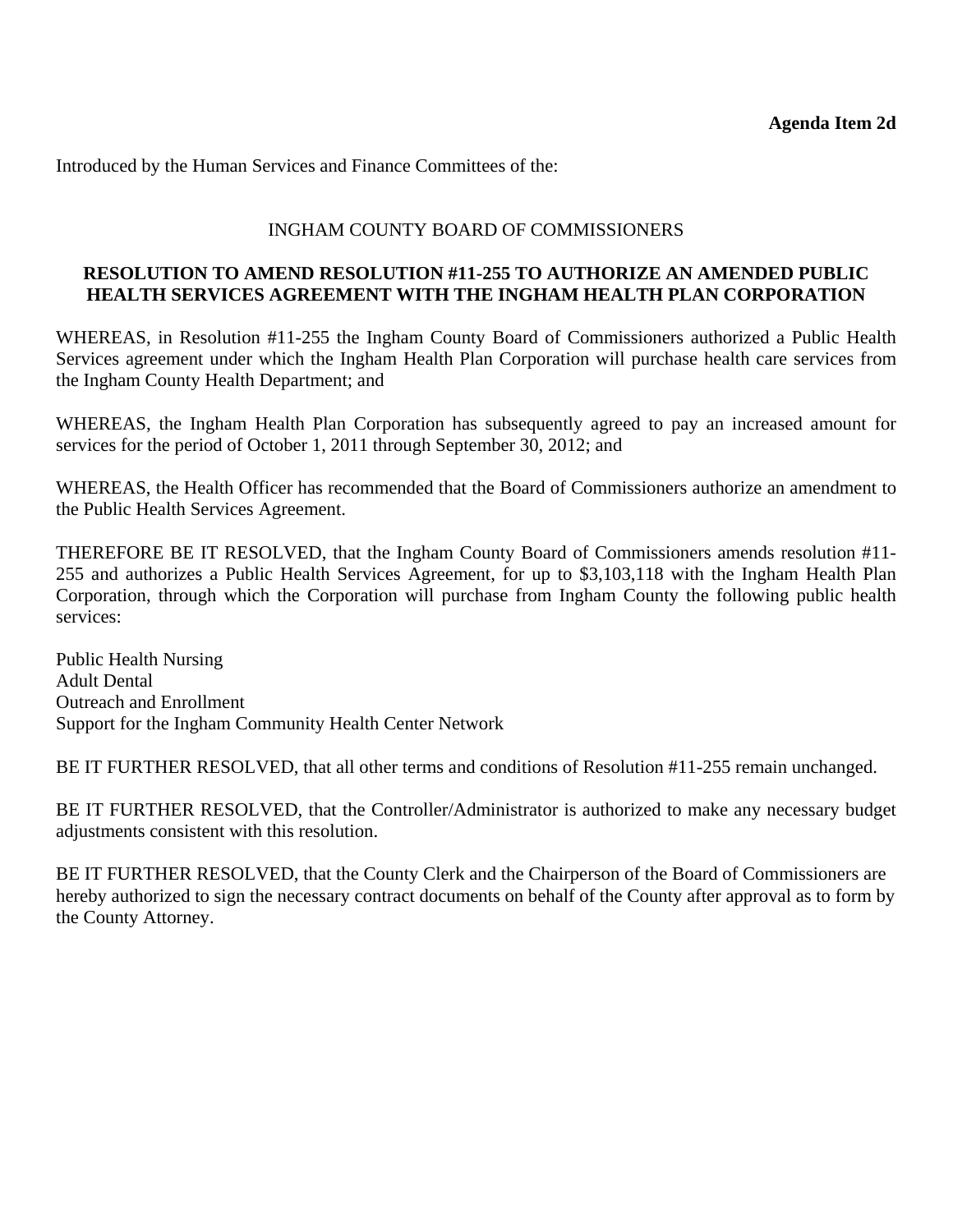**Agenda Item 2d**

Introduced by the Human Services and Finance Committees of the:

INGHAM COUNTY BOARD OF COMMISSIONERS

**RESOLUTION TO AMEND RESOLUTION #11-255 TO AUTHORIZE AN AMENDED PUBLIC HEALTH SERVICES AGREEMENT WITH THE INGHAM HEALTH PLAN CORPORATION**

WHEREAS, in Resolution #11-255 the Ingham County Board of Commissioners authorized a Public Health Services agreement under which the Ingham Health Plan Corporation will purchase health care services from the Ingham County Health Department; and

WHEREAS, the Ingham Health Plan Corporation has subsequently agreed to pay an increased amount for services for the period of October 1, 2011 through September 30, 2012; and

WHEREAS, the Health Officer has recommended that the Board of Commissioners authorize an amendment to the Public Health Services Agreement.

THEREFORE BE IT RESOLVED, that the Ingham County Board of Commissioners amends resolution #11-255 and authorizes a Public Health Services Agreement, for up to $3,103,118 with the Ingham Health Plan Corporation, through which the Corporation will purchase from Ingham County the following public health services:

Public Health Nursing
Adult Dental
Outreach and Enrollment
Support for the Ingham Community Health Center Network

BE IT FURTHER RESOLVED, that all other terms and conditions of Resolution #11-255 remain unchanged.

BE IT FURTHER RESOLVED, that the Controller/Administrator is authorized to make any necessary budget adjustments consistent with this resolution.

BE IT FURTHER RESOLVED, that the County Clerk and the Chairperson of the Board of Commissioners are hereby authorized to sign the necessary contract documents on behalf of the County after approval as to form by the County Attorney.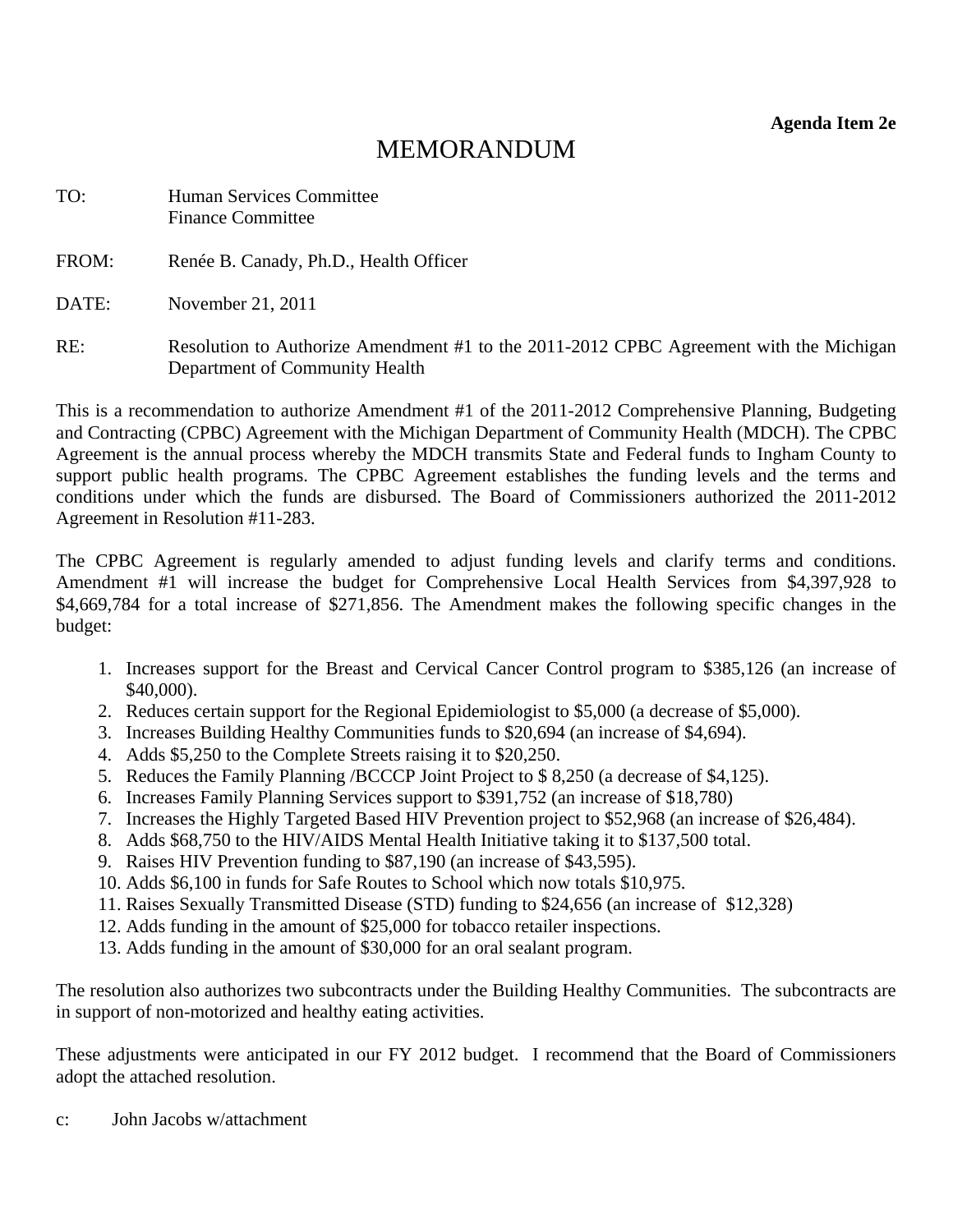**Agenda Item 2e**

# MEMORANDUM

TO: Human Services Committee
Finance Committee

FROM: Renée B. Canady, Ph.D., Health Officer

DATE: November 21, 2011

RE: Resolution to Authorize Amendment #1 to the 2011-2012 CPBC Agreement with the Michigan Department of Community Health

This is a recommendation to authorize Amendment #1 of the 2011-2012 Comprehensive Planning, Budgeting and Contracting (CPBC) Agreement with the Michigan Department of Community Health (MDCH). The CPBC Agreement is the annual process whereby the MDCH transmits State and Federal funds to Ingham County to support public health programs. The CPBC Agreement establishes the funding levels and the terms and conditions under which the funds are disbursed. The Board of Commissioners authorized the 2011-2012 Agreement in Resolution #11-283.

The CPBC Agreement is regularly amended to adjust funding levels and clarify terms and conditions. Amendment #1 will increase the budget for Comprehensive Local Health Services from $4,397,928 to $4,669,784 for a total increase of $271,856. The Amendment makes the following specific changes in the budget:

1. Increases support for the Breast and Cervical Cancer Control program to $385,126 (an increase of $40,000).
2. Reduces certain support for the Regional Epidemiologist to $5,000 (a decrease of $5,000).
3. Increases Building Healthy Communities funds to $20,694 (an increase of $4,694).
4. Adds $5,250 to the Complete Streets raising it to $20,250.
5. Reduces the Family Planning /BCCCP Joint Project to $ 8,250 (a decrease of $4,125).
6. Increases Family Planning Services support to $391,752 (an increase of $18,780)
7. Increases the Highly Targeted Based HIV Prevention project to $52,968 (an increase of $26,484).
8. Adds $68,750 to the HIV/AIDS Mental Health Initiative taking it to $137,500 total.
9. Raises HIV Prevention funding to $87,190 (an increase of $43,595).
10. Adds $6,100 in funds for Safe Routes to School which now totals $10,975.
11. Raises Sexually Transmitted Disease (STD) funding to $24,656 (an increase of $12,328)
12. Adds funding in the amount of $25,000 for tobacco retailer inspections.
13. Adds funding in the amount of $30,000 for an oral sealant program.

The resolution also authorizes two subcontracts under the Building Healthy Communities. The subcontracts are in support of non-motorized and healthy eating activities.

These adjustments were anticipated in our FY 2012 budget. I recommend that the Board of Commissioners adopt the attached resolution.

c: John Jacobs w/attachment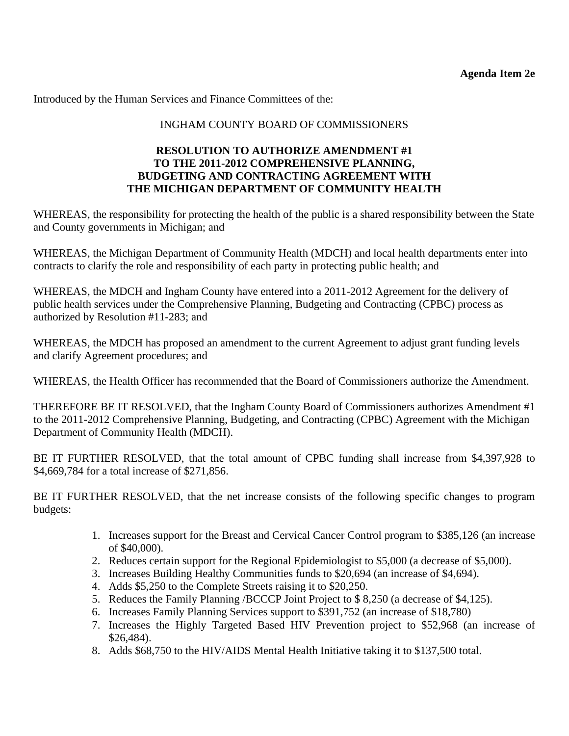**Agenda Item 2e**

Introduced by the Human Services and Finance Committees of the:

INGHAM COUNTY BOARD OF COMMISSIONERS

**RESOLUTION TO AUTHORIZE AMENDMENT #1 TO THE 2011-2012 COMPREHENSIVE PLANNING, BUDGETING AND CONTRACTING AGREEMENT WITH THE MICHIGAN DEPARTMENT OF COMMUNITY HEALTH**

WHEREAS, the responsibility for protecting the health of the public is a shared responsibility between the State and County governments in Michigan; and

WHEREAS, the Michigan Department of Community Health (MDCH) and local health departments enter into contracts to clarify the role and responsibility of each party in protecting public health; and

WHEREAS, the MDCH and Ingham County have entered into a 2011-2012 Agreement for the delivery of public health services under the Comprehensive Planning, Budgeting and Contracting (CPBC) process as authorized by Resolution #11-283; and

WHEREAS, the MDCH has proposed an amendment to the current Agreement to adjust grant funding levels and clarify Agreement procedures; and

WHEREAS, the Health Officer has recommended that the Board of Commissioners authorize the Amendment.

THEREFORE BE IT RESOLVED, that the Ingham County Board of Commissioners authorizes Amendment #1 to the 2011-2012 Comprehensive Planning, Budgeting, and Contracting (CPBC) Agreement with the Michigan Department of Community Health (MDCH).

BE IT FURTHER RESOLVED, that the total amount of CPBC funding shall increase from $4,397,928 to $4,669,784 for a total increase of $271,856.

BE IT FURTHER RESOLVED, that the net increase consists of the following specific changes to program budgets:

1. Increases support for the Breast and Cervical Cancer Control program to $385,126 (an increase of $40,000).
2. Reduces certain support for the Regional Epidemiologist to $5,000 (a decrease of $5,000).
3. Increases Building Healthy Communities funds to $20,694 (an increase of $4,694).
4. Adds $5,250 to the Complete Streets raising it to $20,250.
5. Reduces the Family Planning /BCCCP Joint Project to $ 8,250 (a decrease of $4,125).
6. Increases Family Planning Services support to $391,752 (an increase of $18,780)
7. Increases the Highly Targeted Based HIV Prevention project to $52,968 (an increase of $26,484).
8. Adds $68,750 to the HIV/AIDS Mental Health Initiative taking it to $137,500 total.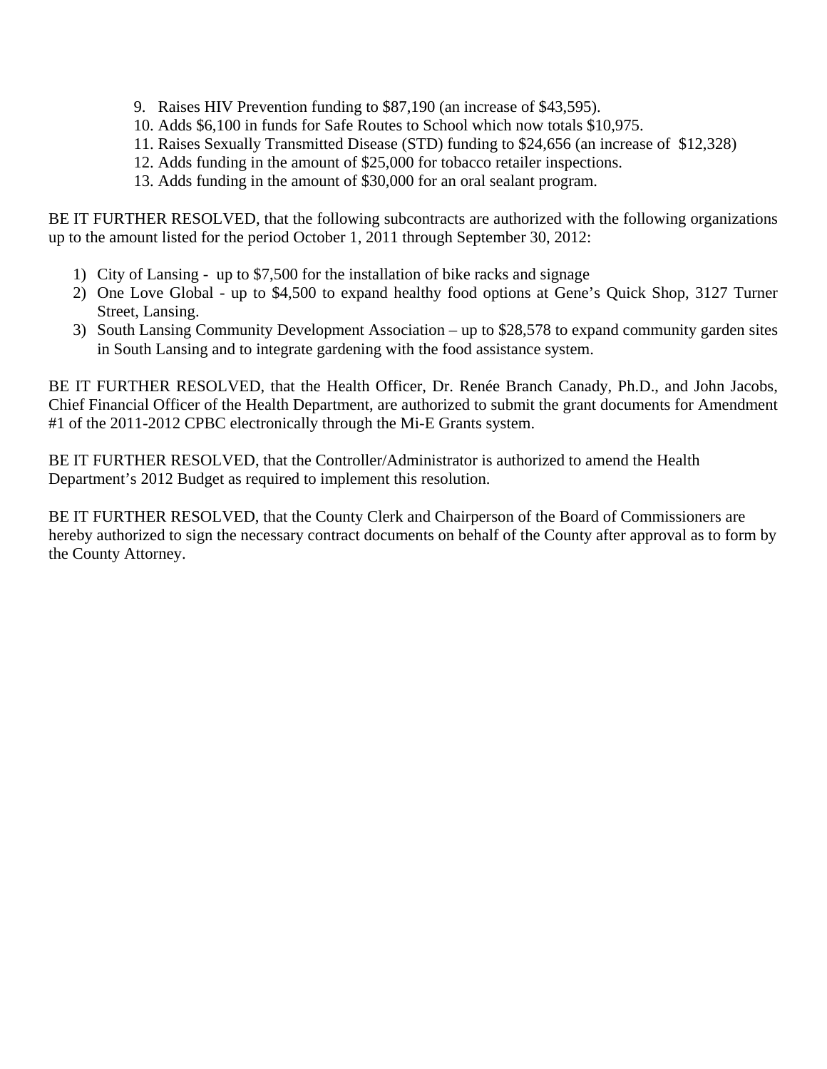9. Raises HIV Prevention funding to $87,190 (an increase of $43,595).
10. Adds $6,100 in funds for Safe Routes to School which now totals $10,975.
11. Raises Sexually Transmitted Disease (STD) funding to $24,656 (an increase of $12,328)
12. Adds funding in the amount of $25,000 for tobacco retailer inspections.
13. Adds funding in the amount of $30,000 for an oral sealant program.

BE IT FURTHER RESOLVED, that the following subcontracts are authorized with the following organizations up to the amount listed for the period October 1, 2011 through September 30, 2012:

1) City of Lansing - up to $7,500 for the installation of bike racks and signage
2) One Love Global - up to $4,500 to expand healthy food options at Gene's Quick Shop, 3127 Turner Street, Lansing.
3) South Lansing Community Development Association – up to $28,578 to expand community garden sites in South Lansing and to integrate gardening with the food assistance system.

BE IT FURTHER RESOLVED, that the Health Officer, Dr. Renée Branch Canady, Ph.D., and John Jacobs, Chief Financial Officer of the Health Department, are authorized to submit the grant documents for Amendment #1 of the 2011-2012 CPBC electronically through the Mi-E Grants system.

BE IT FURTHER RESOLVED, that the Controller/Administrator is authorized to amend the Health Department's 2012 Budget as required to implement this resolution.

BE IT FURTHER RESOLVED, that the County Clerk and Chairperson of the Board of Commissioners are hereby authorized to sign the necessary contract documents on behalf of the County after approval as to form by the County Attorney.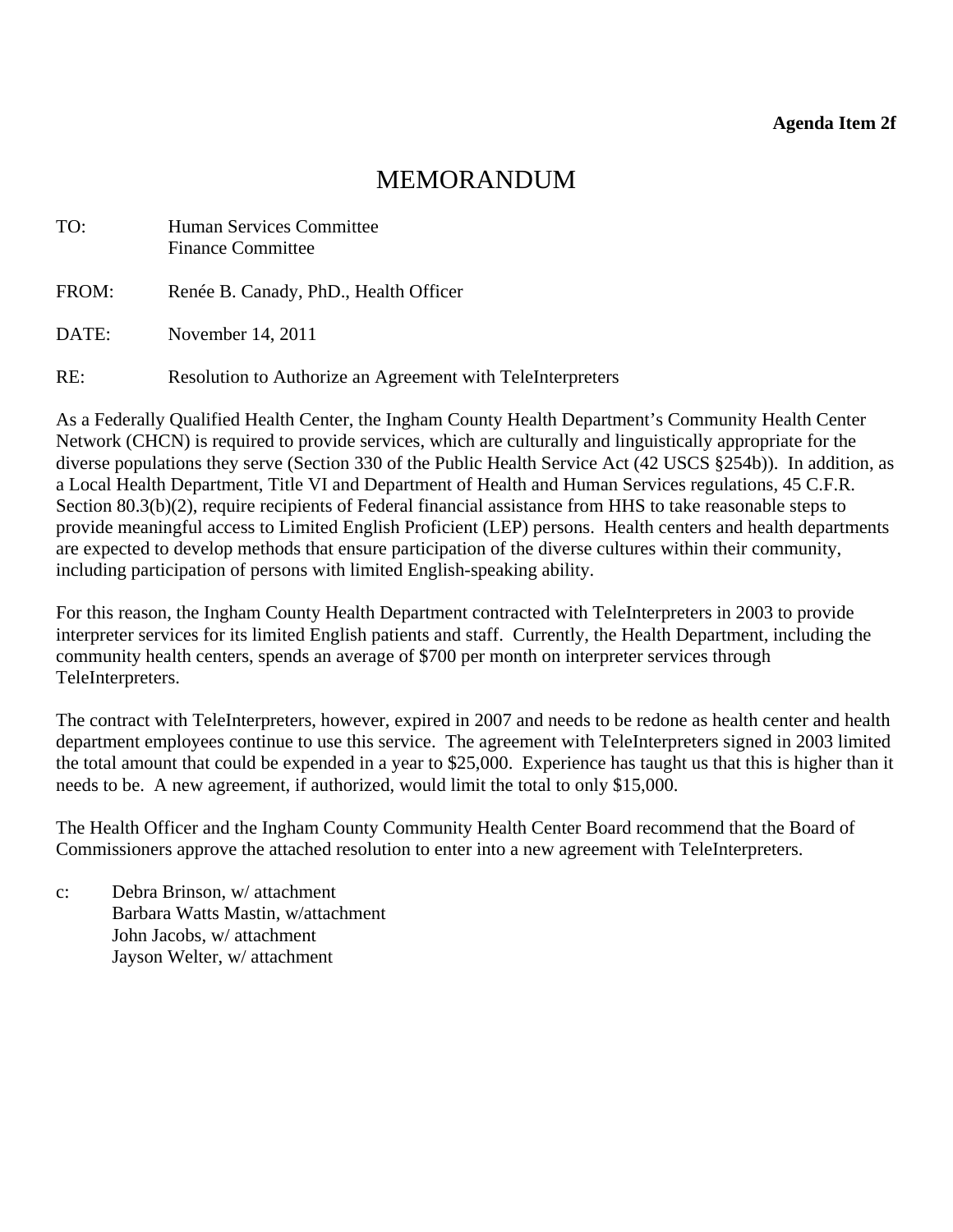**Agenda Item 2f**

# MEMORANDUM

TO: Human Services Committee
Finance Committee

FROM: Renée B. Canady, PhD., Health Officer

DATE: November 14, 2011

RE: Resolution to Authorize an Agreement with TeleInterpreters

As a Federally Qualified Health Center, the Ingham County Health Department's Community Health Center Network (CHCN) is required to provide services, which are culturally and linguistically appropriate for the diverse populations they serve (Section 330 of the Public Health Service Act (42 USCS §254b)). In addition, as a Local Health Department, Title VI and Department of Health and Human Services regulations, 45 C.F.R. Section 80.3(b)(2), require recipients of Federal financial assistance from HHS to take reasonable steps to provide meaningful access to Limited English Proficient (LEP) persons. Health centers and health departments are expected to develop methods that ensure participation of the diverse cultures within their community, including participation of persons with limited English-speaking ability.

For this reason, the Ingham County Health Department contracted with TeleInterpreters in 2003 to provide interpreter services for its limited English patients and staff. Currently, the Health Department, including the community health centers, spends an average of $700 per month on interpreter services through TeleInterpreters.

The contract with TeleInterpreters, however, expired in 2007 and needs to be redone as health center and health department employees continue to use this service. The agreement with TeleInterpreters signed in 2003 limited the total amount that could be expended in a year to $25,000. Experience has taught us that this is higher than it needs to be. A new agreement, if authorized, would limit the total to only $15,000.

The Health Officer and the Ingham County Community Health Center Board recommend that the Board of Commissioners approve the attached resolution to enter into a new agreement with TeleInterpreters.

c: Debra Brinson, w/ attachment
Barbara Watts Mastin, w/attachment
John Jacobs, w/ attachment
Jayson Welter, w/ attachment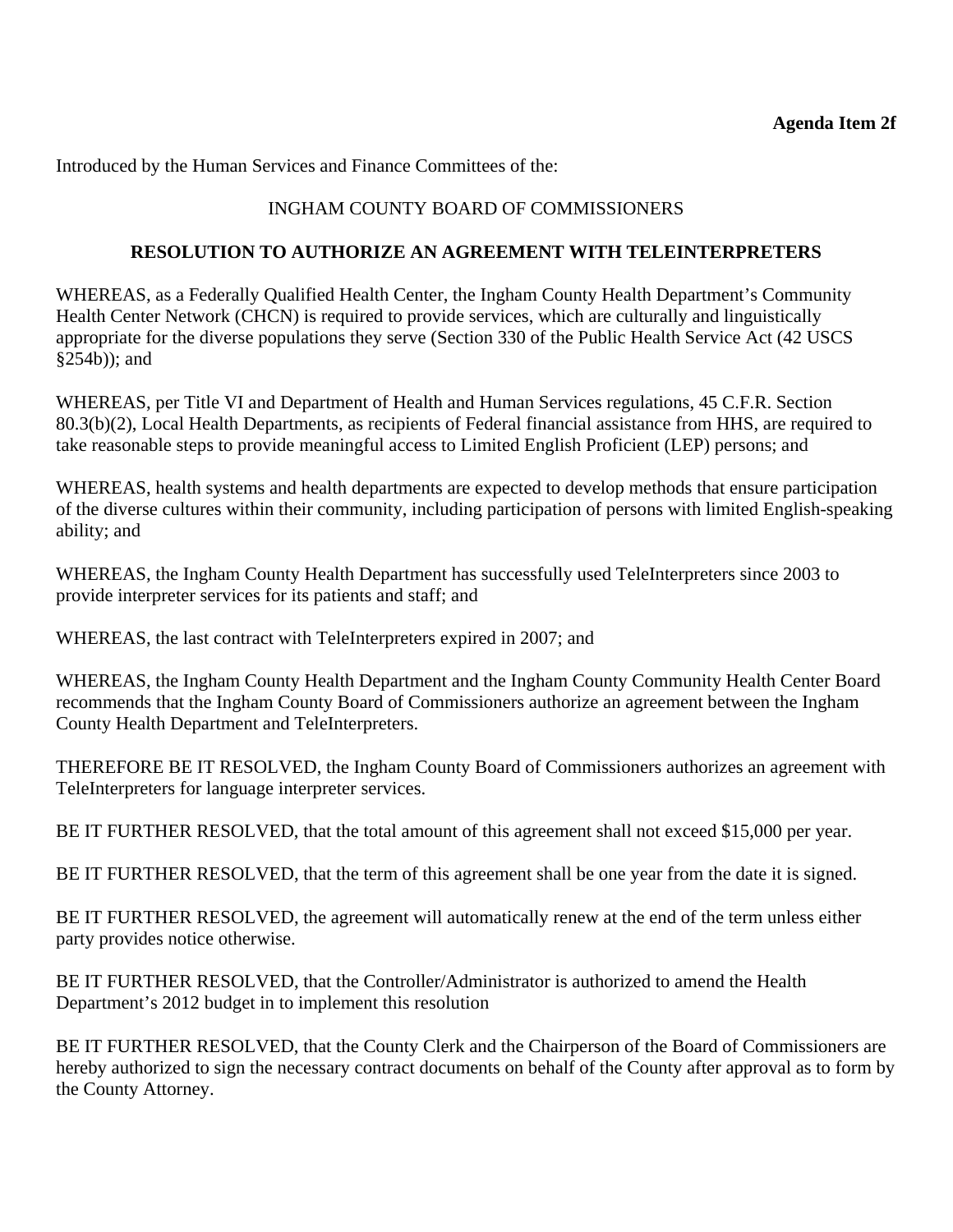**Agenda Item 2f**

Introduced by the Human Services and Finance Committees of the:

INGHAM COUNTY BOARD OF COMMISSIONERS

**RESOLUTION TO AUTHORIZE AN AGREEMENT WITH TELEINTERPRETERS**

WHEREAS, as a Federally Qualified Health Center, the Ingham County Health Department's Community Health Center Network (CHCN) is required to provide services, which are culturally and linguistically appropriate for the diverse populations they serve (Section 330 of the Public Health Service Act (42 USCS §254b)); and

WHEREAS, per Title VI and Department of Health and Human Services regulations, 45 C.F.R. Section 80.3(b)(2), Local Health Departments, as recipients of Federal financial assistance from HHS, are required to take reasonable steps to provide meaningful access to Limited English Proficient (LEP) persons; and

WHEREAS, health systems and health departments are expected to develop methods that ensure participation of the diverse cultures within their community, including participation of persons with limited English-speaking ability; and

WHEREAS, the Ingham County Health Department has successfully used TeleInterpreters since 2003 to provide interpreter services for its patients and staff; and

WHEREAS, the last contract with TeleInterpreters expired in 2007; and

WHEREAS, the Ingham County Health Department and the Ingham County Community Health Center Board recommends that the Ingham County Board of Commissioners authorize an agreement between the Ingham County Health Department and TeleInterpreters.

THEREFORE BE IT RESOLVED, the Ingham County Board of Commissioners authorizes an agreement with TeleInterpreters for language interpreter services.

BE IT FURTHER RESOLVED, that the total amount of this agreement shall not exceed $15,000 per year.

BE IT FURTHER RESOLVED, that the term of this agreement shall be one year from the date it is signed.

BE IT FURTHER RESOLVED, the agreement will automatically renew at the end of the term unless either party provides notice otherwise.

BE IT FURTHER RESOLVED, that the Controller/Administrator is authorized to amend the Health Department's 2012 budget in to implement this resolution

BE IT FURTHER RESOLVED, that the County Clerk and the Chairperson of the Board of Commissioners are hereby authorized to sign the necessary contract documents on behalf of the County after approval as to form by the County Attorney.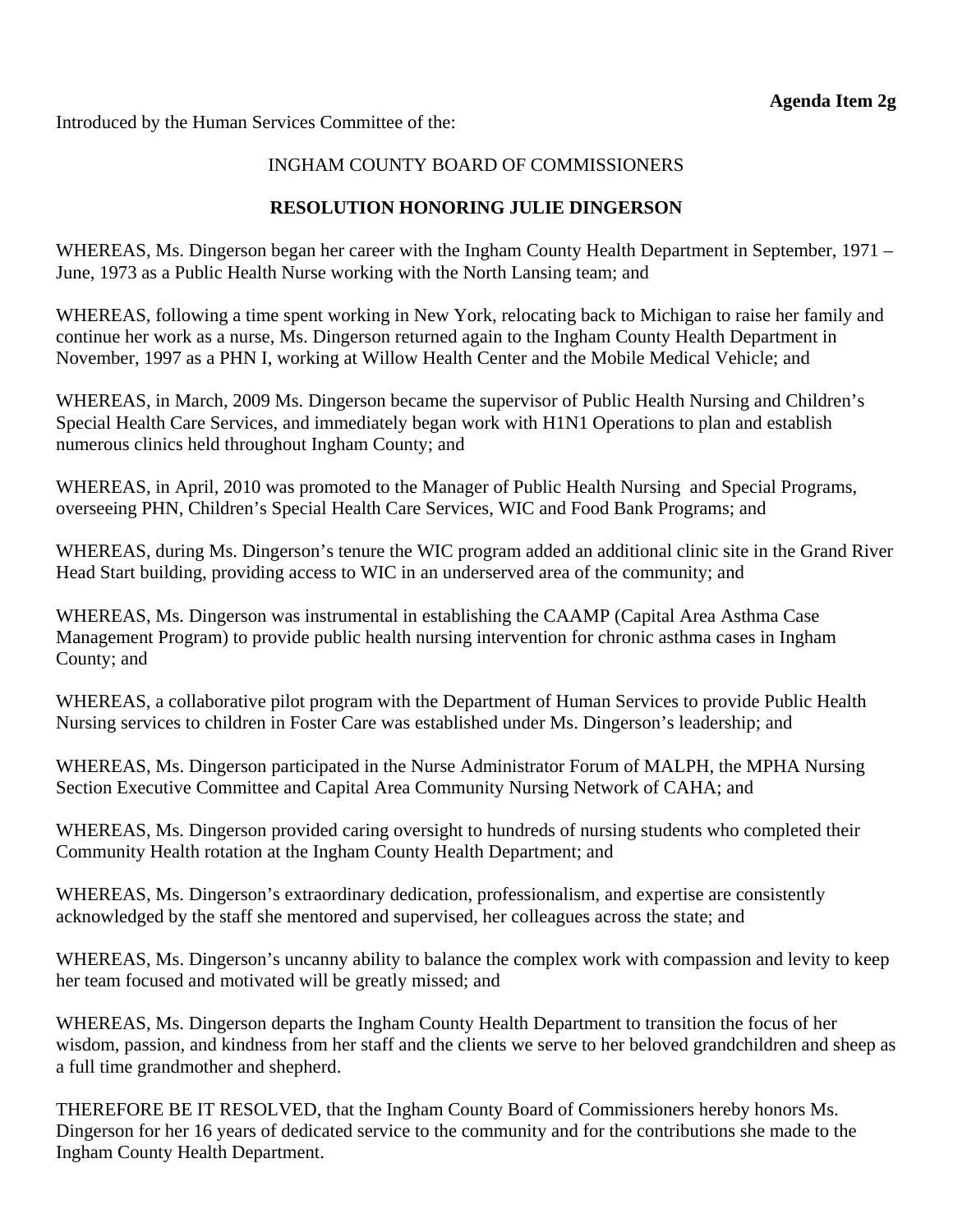**Agenda Item 2g**

Introduced by the Human Services Committee of the:

INGHAM COUNTY BOARD OF COMMISSIONERS

**RESOLUTION HONORING JULIE DINGERSON**

WHEREAS, Ms. Dingerson began her career with the Ingham County Health Department in September, 1971 – June, 1973 as a Public Health Nurse working with the North Lansing team; and

WHEREAS, following a time spent working in New York, relocating back to Michigan to raise her family and continue her work as a nurse, Ms. Dingerson returned again to the Ingham County Health Department in November, 1997 as a PHN I, working at Willow Health Center and the Mobile Medical Vehicle; and

WHEREAS, in March, 2009 Ms. Dingerson became the supervisor of Public Health Nursing and Children's Special Health Care Services, and immediately began work with H1N1 Operations to plan and establish numerous clinics held throughout Ingham County; and

WHEREAS, in April, 2010 was promoted to the Manager of Public Health Nursing and Special Programs, overseeing PHN, Children's Special Health Care Services, WIC and Food Bank Programs; and

WHEREAS, during Ms. Dingerson's tenure the WIC program added an additional clinic site in the Grand River Head Start building, providing access to WIC in an underserved area of the community; and

WHEREAS, Ms. Dingerson was instrumental in establishing the CAAMP (Capital Area Asthma Case Management Program) to provide public health nursing intervention for chronic asthma cases in Ingham County; and

WHEREAS, a collaborative pilot program with the Department of Human Services to provide Public Health Nursing services to children in Foster Care was established under Ms. Dingerson's leadership; and

WHEREAS, Ms. Dingerson participated in the Nurse Administrator Forum of MALPH, the MPHA Nursing Section Executive Committee and Capital Area Community Nursing Network of CAHA; and

WHEREAS, Ms. Dingerson provided caring oversight to hundreds of nursing students who completed their Community Health rotation at the Ingham County Health Department; and

WHEREAS, Ms. Dingerson's extraordinary dedication, professionalism, and expertise are consistently acknowledged by the staff she mentored and supervised, her colleagues across the state; and

WHEREAS, Ms. Dingerson's uncanny ability to balance the complex work with compassion and levity to keep her team focused and motivated will be greatly missed; and

WHEREAS, Ms. Dingerson departs the Ingham County Health Department to transition the focus of her wisdom, passion, and kindness from her staff and the clients we serve to her beloved grandchildren and sheep as a full time grandmother and shepherd.

THEREFORE BE IT RESOLVED, that the Ingham County Board of Commissioners hereby honors Ms. Dingerson for her 16 years of dedicated service to the community and for the contributions she made to the Ingham County Health Department.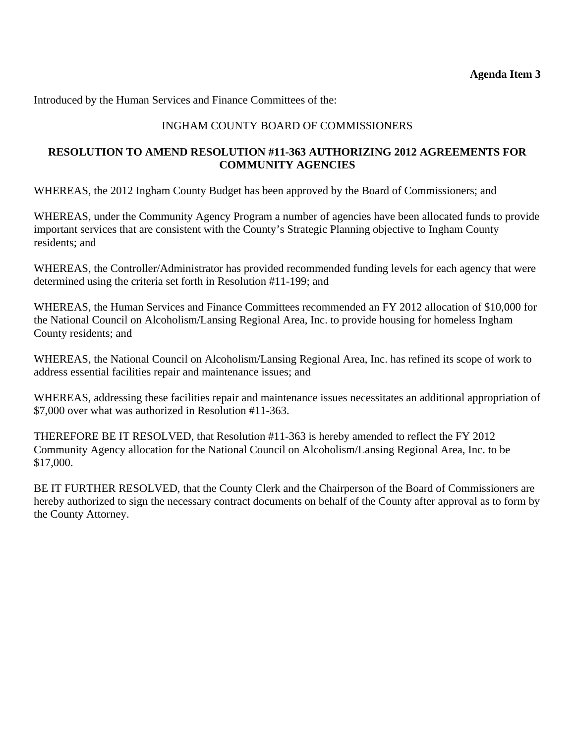**Agenda Item 3**

Introduced by the Human Services and Finance Committees of the:

INGHAM COUNTY BOARD OF COMMISSIONERS

**RESOLUTION TO AMEND RESOLUTION #11-363 AUTHORIZING 2012 AGREEMENTS FOR COMMUNITY AGENCIES**

WHEREAS, the 2012 Ingham County Budget has been approved by the Board of Commissioners; and

WHEREAS, under the Community Agency Program a number of agencies have been allocated funds to provide important services that are consistent with the County's Strategic Planning objective to Ingham County residents; and

WHEREAS, the Controller/Administrator has provided recommended funding levels for each agency that were determined using the criteria set forth in Resolution #11-199; and

WHEREAS, the Human Services and Finance Committees recommended an FY 2012 allocation of $10,000 for the National Council on Alcoholism/Lansing Regional Area, Inc. to provide housing for homeless Ingham County residents; and

WHEREAS, the National Council on Alcoholism/Lansing Regional Area, Inc. has refined its scope of work to address essential facilities repair and maintenance issues; and

WHEREAS, addressing these facilities repair and maintenance issues necessitates an additional appropriation of $7,000 over what was authorized in Resolution #11-363.

THEREFORE BE IT RESOLVED, that Resolution #11-363 is hereby amended to reflect the FY 2012 Community Agency allocation for the National Council on Alcoholism/Lansing Regional Area, Inc. to be $17,000.

BE IT FURTHER RESOLVED, that the County Clerk and the Chairperson of the Board of Commissioners are hereby authorized to sign the necessary contract documents on behalf of the County after approval as to form by the County Attorney.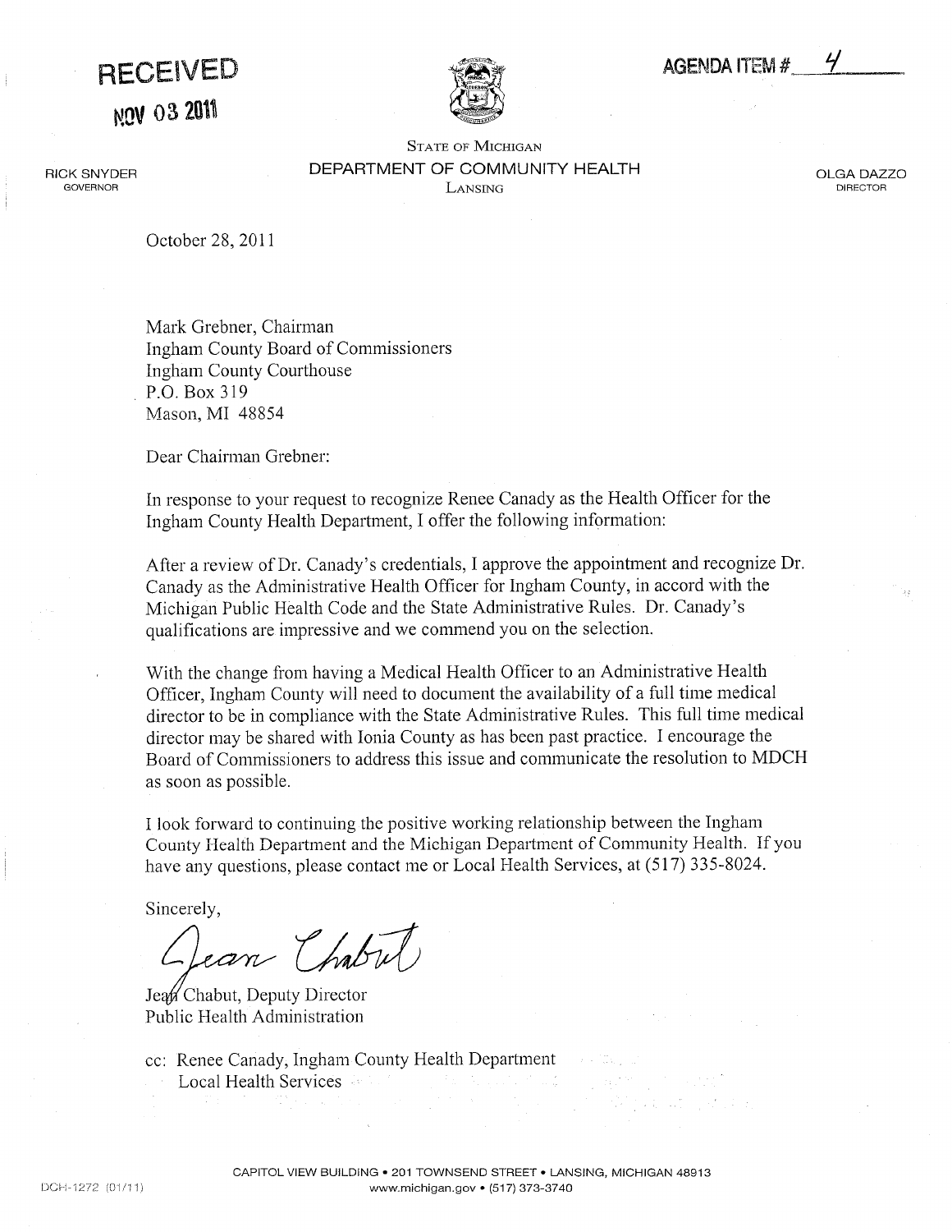RECEIVED

NOV 03 2011

AGENDA ITEM # 4

STATE OF MICHIGAN
DEPARTMENT OF COMMUNITY HEALTH
LANSING

RICK SNYDER
GOVERNOR

OLGA DAZZO
DIRECTOR

October 28, 2011

Mark Grebner, Chairman
Ingham County Board of Commissioners
Ingham County Courthouse
P.O. Box 319
Mason, MI 48854

Dear Chairman Grebner:

In response to your request to recognize Renee Canady as the Health Officer for the Ingham County Health Department, I offer the following information:

After a review of Dr. Canady's credentials, I approve the appointment and recognize Dr. Canady as the Administrative Health Officer for Ingham County, in accord with the Michigan Public Health Code and the State Administrative Rules. Dr. Canady's qualifications are impressive and we commend you on the selection.

With the change from having a Medical Health Officer to an Administrative Health Officer, Ingham County will need to document the availability of a full time medical director to be in compliance with the State Administrative Rules. This full time medical director may be shared with Ionia County as has been past practice. I encourage the Board of Commissioners to address this issue and communicate the resolution to MDCH as soon as possible.

I look forward to continuing the positive working relationship between the Ingham County Health Department and the Michigan Department of Community Health. If you have any questions, please contact me or Local Health Services, at (517) 335-8024.

Sincerely,

Jean Chabut

Jean Chabut, Deputy Director
Public Health Administration

cc: Renee Canady, Ingham County Health Department
Local Health Services

CAPITOL VIEW BUILDING • 201 TOWNSEND STREET • LANSING, MICHIGAN 48913
www.michigan.gov • (517) 373-3740

DCH-1272 (01/11)